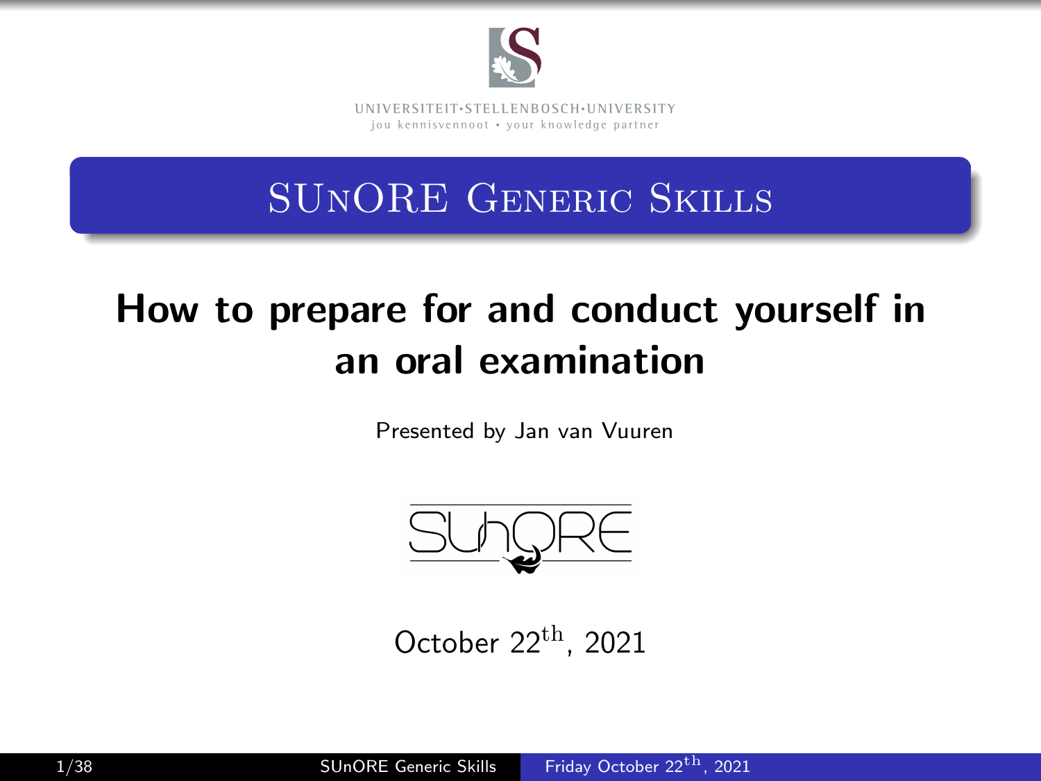UNIVERSITEIT•STELLENBOSCH•UNIVERSITY
jou kennisvennoot • your knowledge partner

## SUnORE Generic Skills

# How to prepare for and conduct yourself in an oral examination

Presented by Jan van Vuuren

SUnORE

October $22^{\text{th}}$, 2021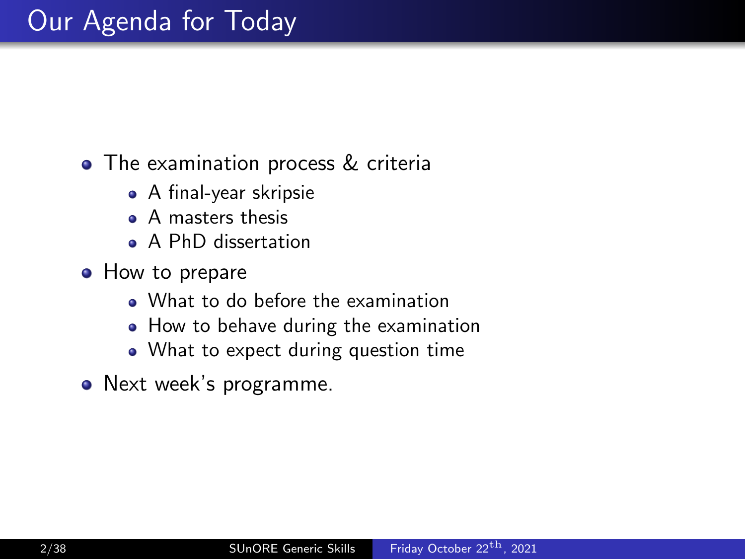# Our Agenda for Today

- The examination process & criteria
  - A final-year skripsie
  - A masters thesis
  - A PhD dissertation
- How to prepare
  - What to do before the examination
  - How to behave during the examination
  - What to expect during question time
- Next week's programme.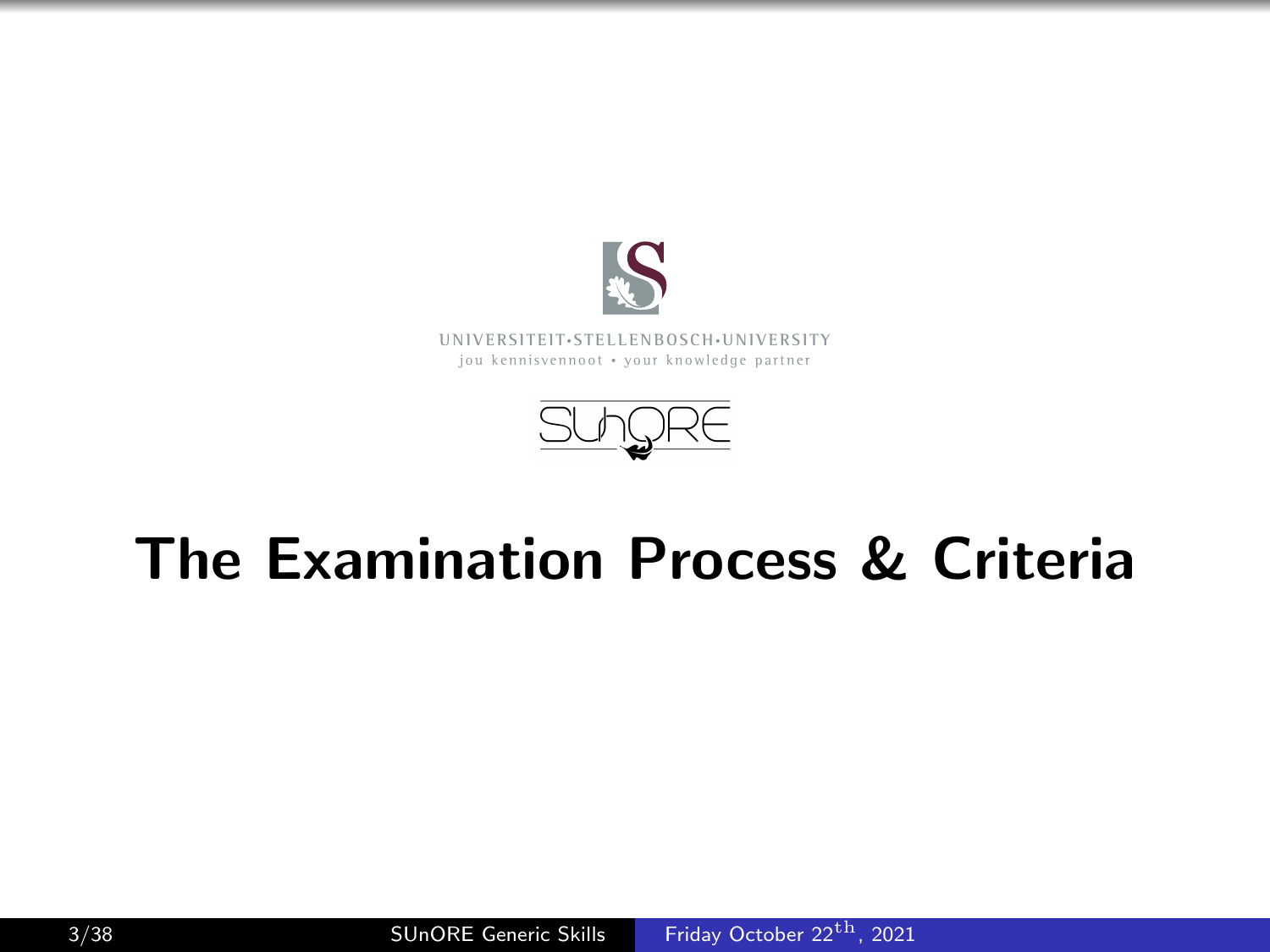UNIVERSITEIT·STELLENBOSCH·UNIVERSITY
jou kennisvennoot • your knowledge partner

# The Examination Process & Criteria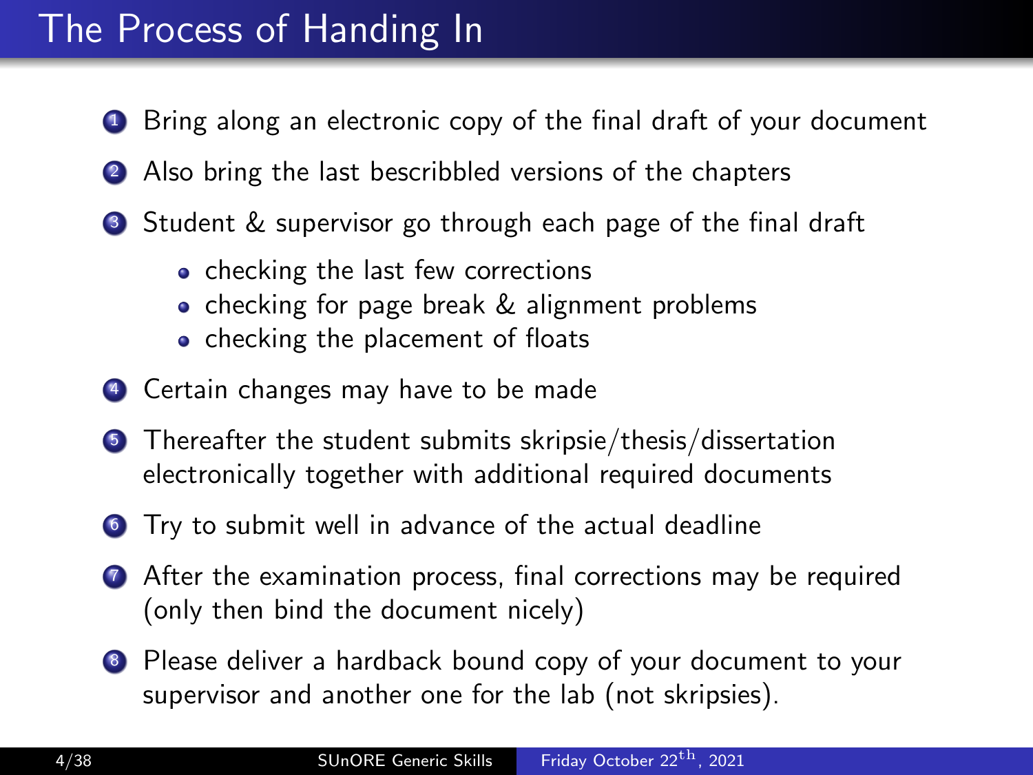# The Process of Handing In

1. Bring along an electronic copy of the final draft of your document
2. Also bring the last bescribbled versions of the chapters
3. Student & supervisor go through each page of the final draft
   - checking the last few corrections
   - checking for page break & alignment problems
   - checking the placement of floats
4. Certain changes may have to be made
5. Thereafter the student submits skripsie/thesis/dissertation electronically together with additional required documents
6. Try to submit well in advance of the actual deadline
7. After the examination process, final corrections may be required (only then bind the document nicely)
8. Please deliver a hardback bound copy of your document to your supervisor and another one for the lab (not skripsies).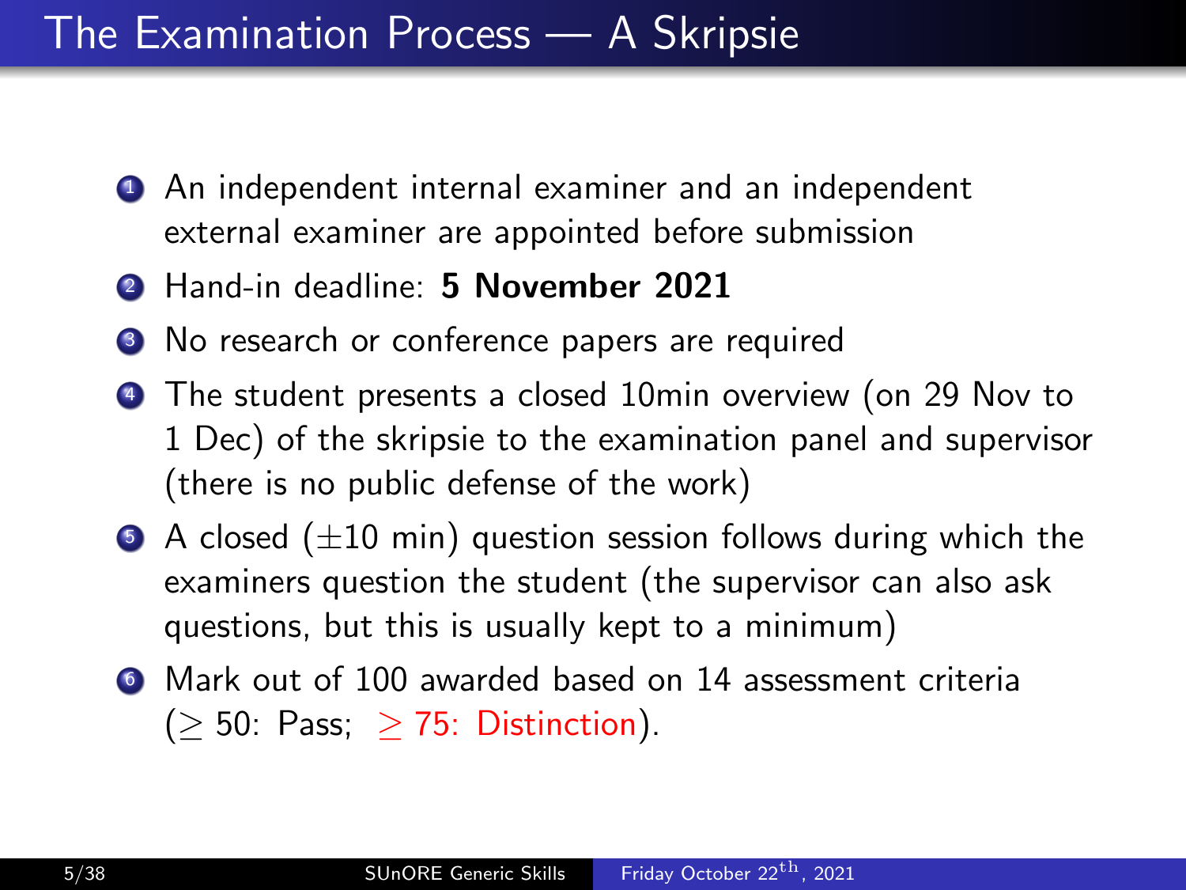# The Examination Process — A Skripsie

1. An independent internal examiner and an independent external examiner are appointed before submission
2. Hand-in deadline: **5 November 2021**
3. No research or conference papers are required
4. The student presents a closed 10min overview (on 29 Nov to 1 Dec) of the skripsie to the examination panel and supervisor (there is no public defense of the work)
5. A closed ($\pm$10 min) question session follows during which the examiners question the student (the supervisor can also ask questions, but this is usually kept to a minimum)
6. Mark out of 100 awarded based on 14 assessment criteria ($\geq$ 50: Pass; $\geq$ 75: Distinction).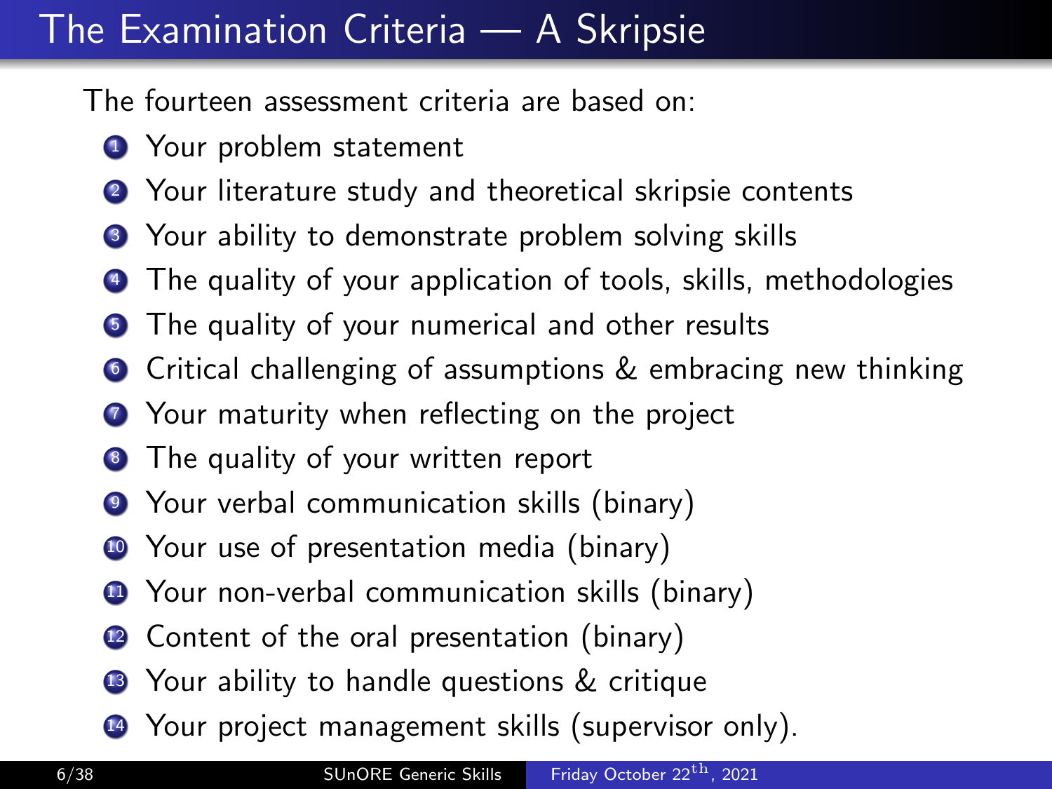# The Examination Criteria — A Skripsie

The fourteen assessment criteria are based on:

1. Your problem statement
2. Your literature study and theoretical skripsie contents
3. Your ability to demonstrate problem solving skills
4. The quality of your application of tools, skills, methodologies
5. The quality of your numerical and other results
6. Critical challenging of assumptions & embracing new thinking
7. Your maturity when reflecting on the project
8. The quality of your written report
9. Your verbal communication skills (binary)
10. Your use of presentation media (binary)
11. Your non-verbal communication skills (binary)
12. Content of the oral presentation (binary)
13. Your ability to handle questions & critique
14. Your project management skills (supervisor only).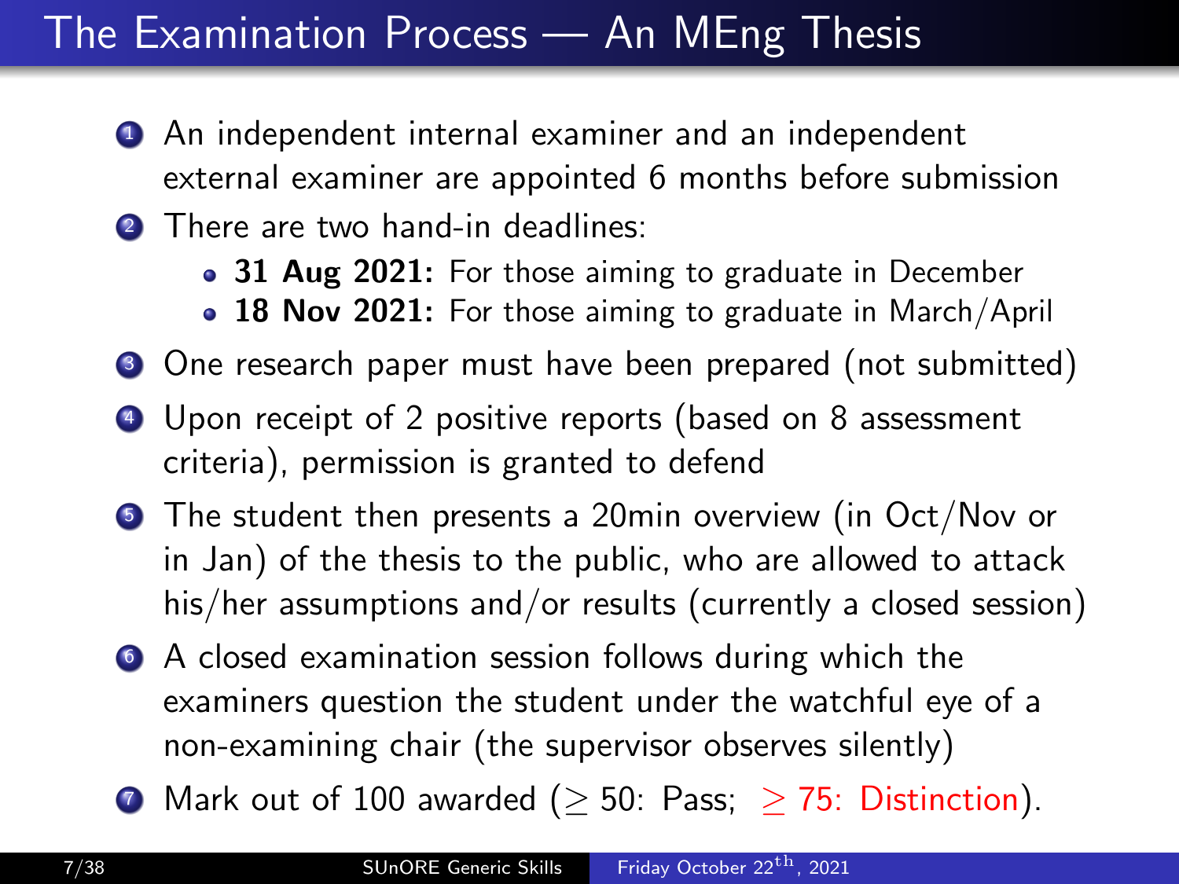# The Examination Process — An MEng Thesis

1. An independent internal examiner and an independent external examiner are appointed 6 months before submission
2. There are two hand-in deadlines:
   - **31 Aug 2021:** For those aiming to graduate in December
   - **18 Nov 2021:** For those aiming to graduate in March/April
3. One research paper must have been prepared (not submitted)
4. Upon receipt of 2 positive reports (based on 8 assessment criteria), permission is granted to defend
5. The student then presents a 20min overview (in Oct/Nov or in Jan) of the thesis to the public, who are allowed to attack his/her assumptions and/or results (currently a closed session)
6. A closed examination session follows during which the examiners question the student under the watchful eye of a non-examining chair (the supervisor observes silently)
7. Mark out of 100 awarded ($\geq$ 50: Pass; $\geq$ 75: Distinction).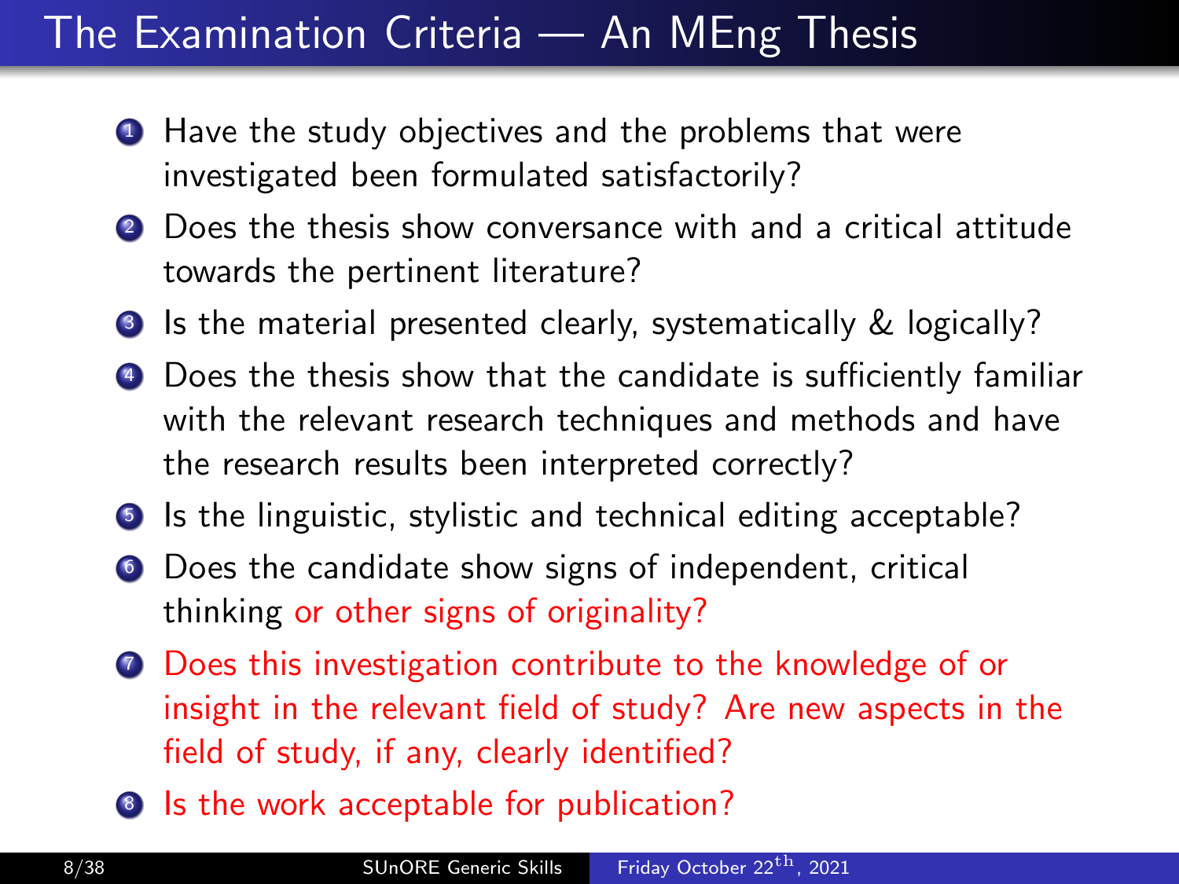# The Examination Criteria — An MEng Thesis

1. Have the study objectives and the problems that were investigated been formulated satisfactorily?
2. Does the thesis show conversance with and a critical attitude towards the pertinent literature?
3. Is the material presented clearly, systematically & logically?
4. Does the thesis show that the candidate is sufficiently familiar with the relevant research techniques and methods and have the research results been interpreted correctly?
5. Is the linguistic, stylistic and technical editing acceptable?
6. Does the candidate show signs of independent, critical thinking or other signs of originality?
7. Does this investigation contribute to the knowledge of or insight in the relevant field of study? Are new aspects in the field of study, if any, clearly identified?
8. Is the work acceptable for publication?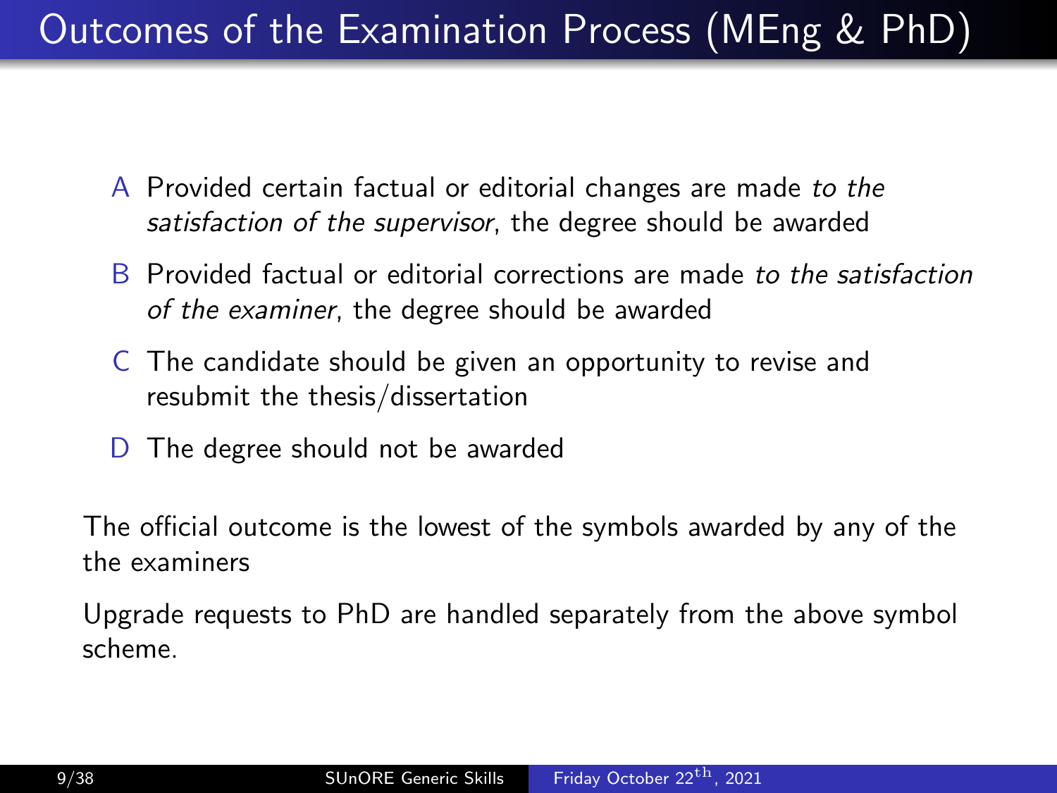# Outcomes of the Examination Process (MEng & PhD)

- A Provided certain factual or editorial changes are made *to the satisfaction of the supervisor*, the degree should be awarded
- B Provided factual or editorial corrections are made *to the satisfaction of the examiner*, the degree should be awarded
- C The candidate should be given an opportunity to revise and resubmit the thesis/dissertation
- D The degree should not be awarded

The official outcome is the lowest of the symbols awarded by any of the the examiners

Upgrade requests to PhD are handled separately from the above symbol scheme.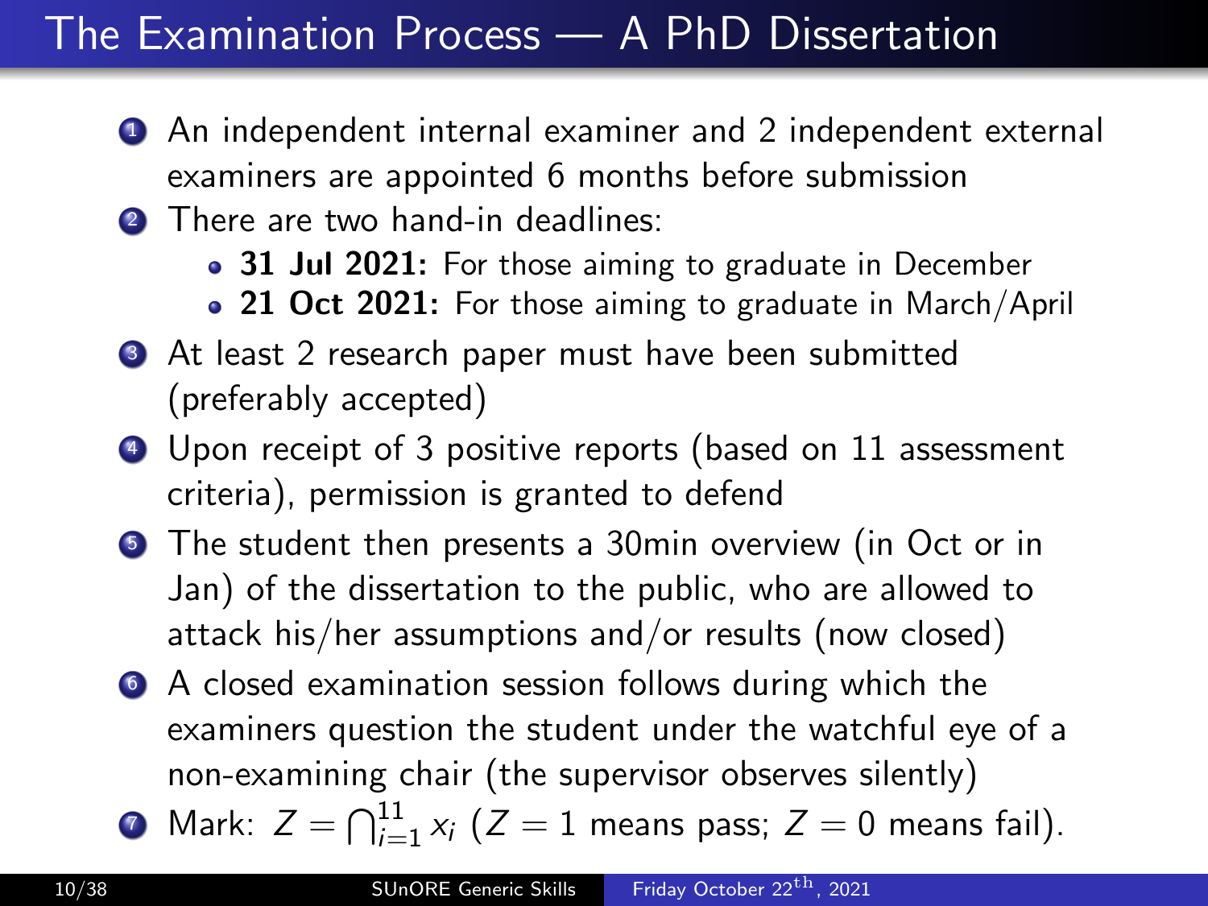# The Examination Process — A PhD Dissertation

1. An independent internal examiner and 2 independent external examiners are appointed 6 months before submission
2. There are two hand-in deadlines:
   - **31 Jul 2021:** For those aiming to graduate in December
   - **21 Oct 2021:** For those aiming to graduate in March/April
3. At least 2 research paper must have been submitted (preferably accepted)
4. Upon receipt of 3 positive reports (based on 11 assessment criteria), permission is granted to defend
5. The student then presents a 30min overview (in Oct or in Jan) of the dissertation to the public, who are allowed to attack his/her assumptions and/or results (now closed)
6. A closed examination session follows during which the examiners question the student under the watchful eye of a non-examining chair (the supervisor observes silently)
7. Mark: $Z = \bigcap_{i=1}^{11} x_i$ ($Z = 1$ means pass; $Z = 0$ means fail).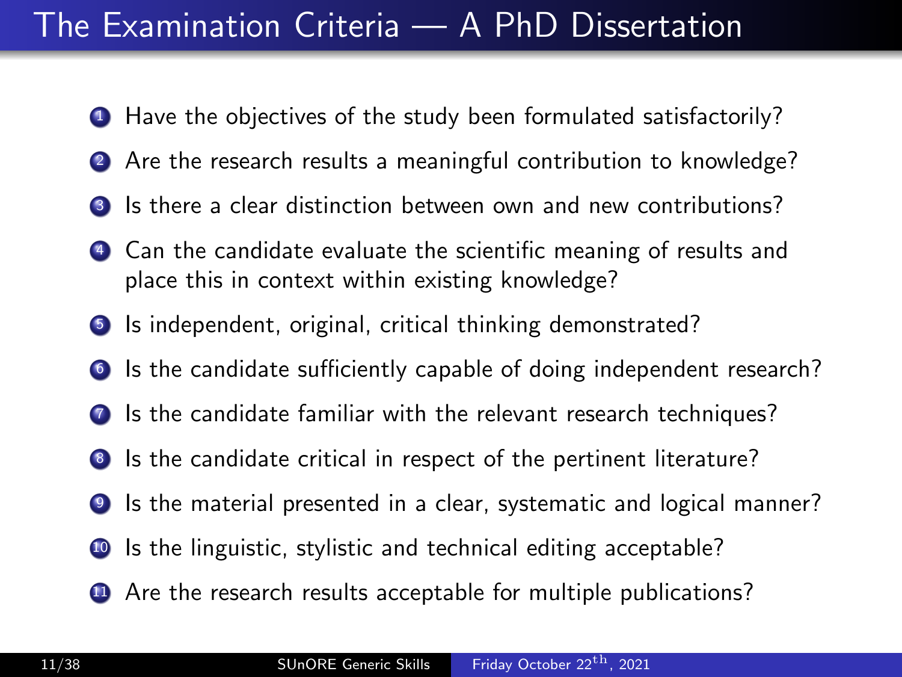# The Examination Criteria — A PhD Dissertation

1. Have the objectives of the study been formulated satisfactorily?
2. Are the research results a meaningful contribution to knowledge?
3. Is there a clear distinction between own and new contributions?
4. Can the candidate evaluate the scientific meaning of results and place this in context within existing knowledge?
5. Is independent, original, critical thinking demonstrated?
6. Is the candidate sufficiently capable of doing independent research?
7. Is the candidate familiar with the relevant research techniques?
8. Is the candidate critical in respect of the pertinent literature?
9. Is the material presented in a clear, systematic and logical manner?
10. Is the linguistic, stylistic and technical editing acceptable?
11. Are the research results acceptable for multiple publications?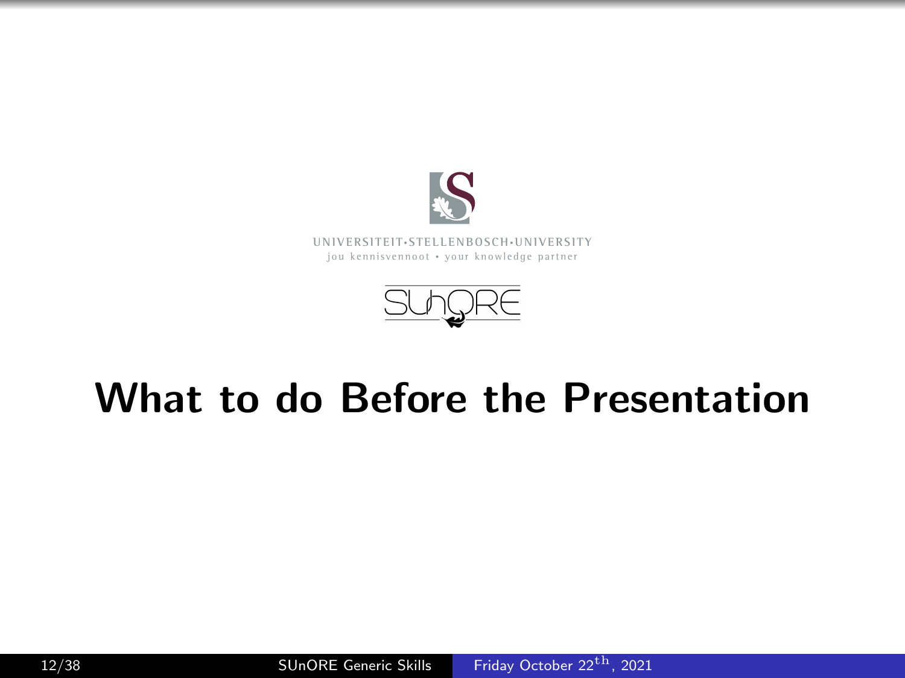UNIVERSITEIT·STELLENBOSCH·UNIVERSITY
jou kennisvennoot • your knowledge partner

# What to do Before the Presentation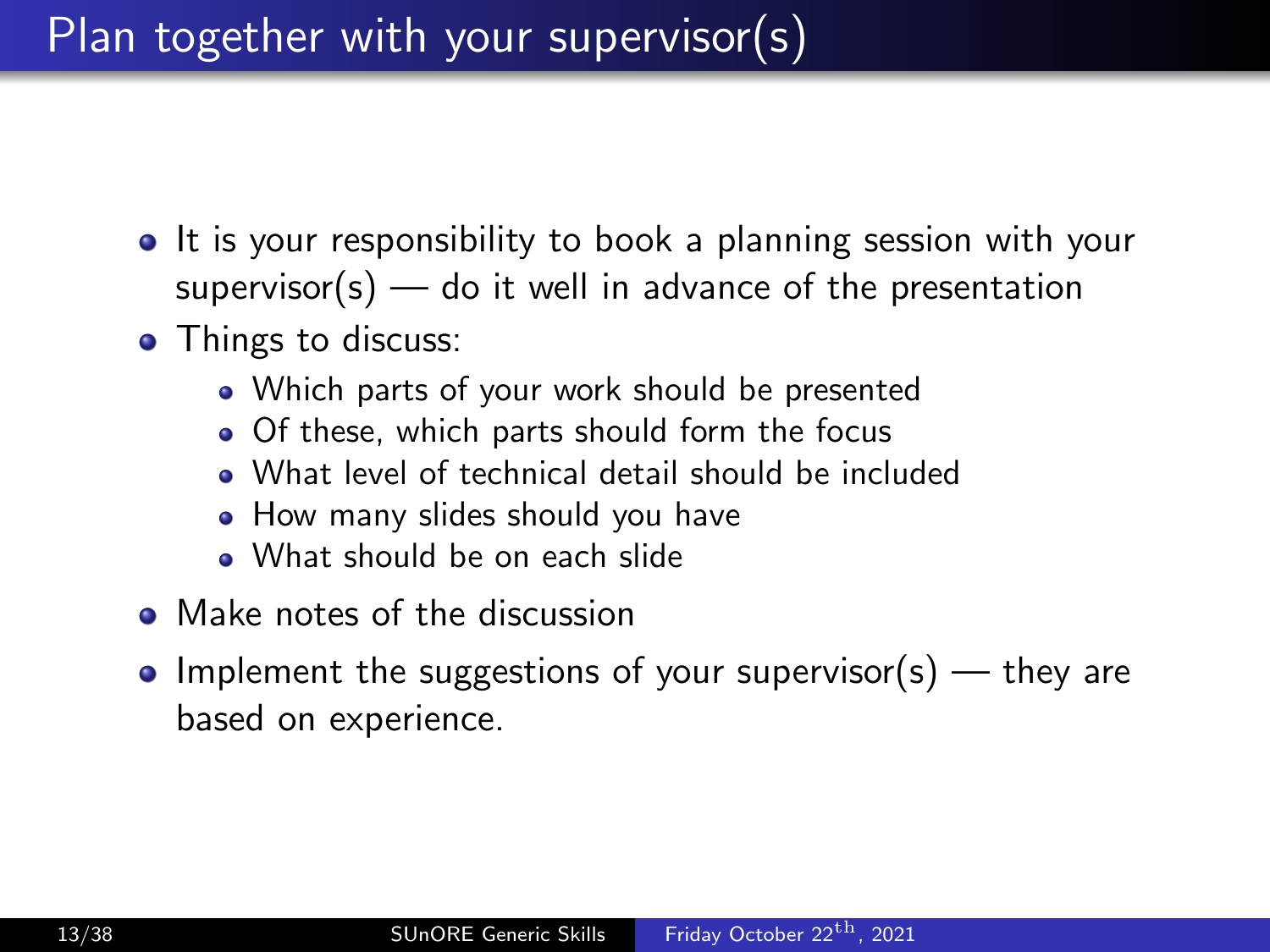# Plan together with your supervisor(s)

- It is your responsibility to book a planning session with your supervisor(s) — do it well in advance of the presentation
- Things to discuss:
  - Which parts of your work should be presented
  - Of these, which parts should form the focus
  - What level of technical detail should be included
  - How many slides should you have
  - What should be on each slide
- Make notes of the discussion
- Implement the suggestions of your supervisor(s) — they are based on experience.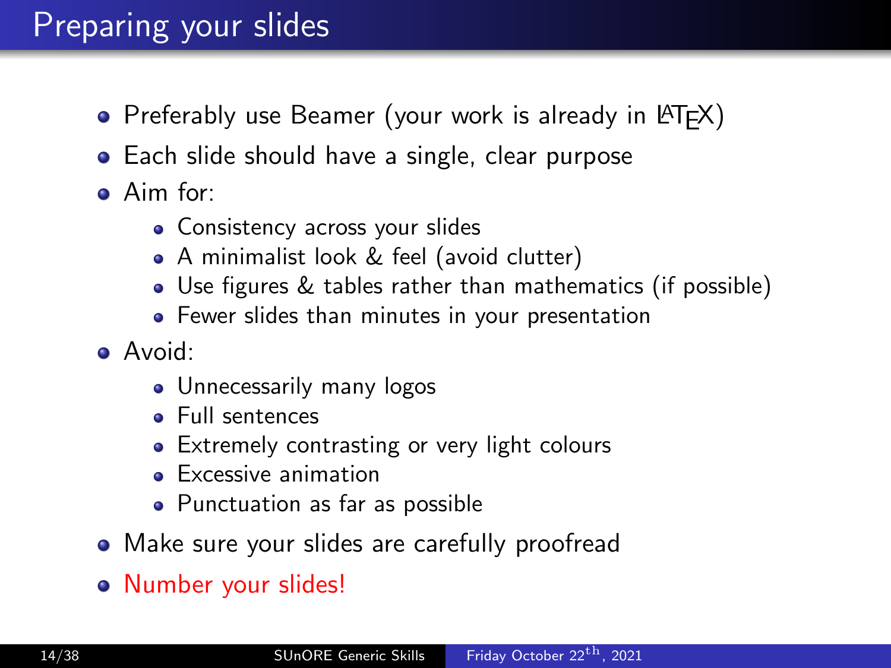# Preparing your slides

- Preferably use Beamer (your work is already in LaTeX)
- Each slide should have a single, clear purpose
- Aim for:
  - Consistency across your slides
  - A minimalist look & feel (avoid clutter)
  - Use figures & tables rather than mathematics (if possible)
  - Fewer slides than minutes in your presentation
- Avoid:
  - Unnecessarily many logos
  - Full sentences
  - Extremely contrasting or very light colours
  - Excessive animation
  - Punctuation as far as possible
- Make sure your slides are carefully proofread
- Number your slides!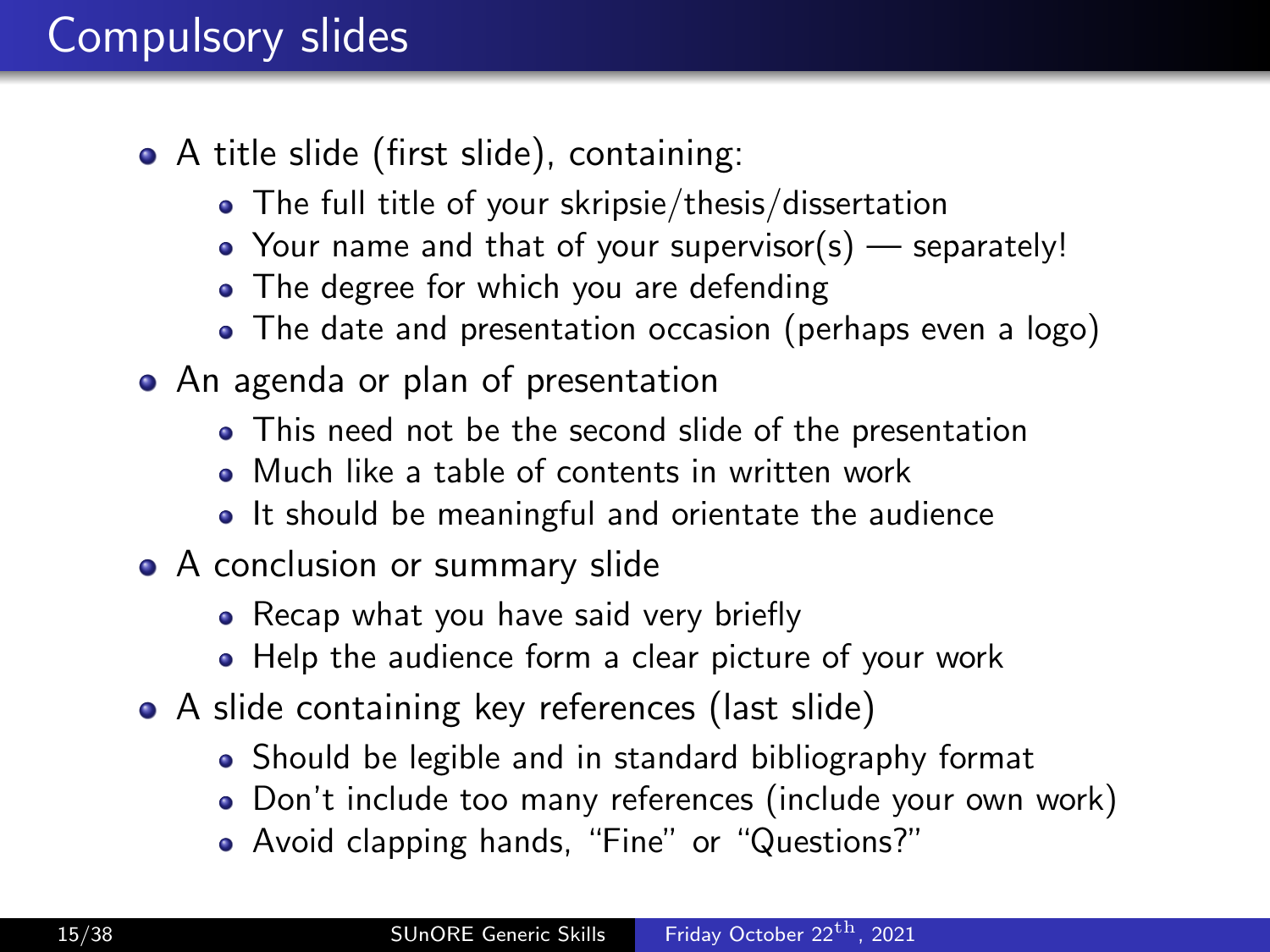# Compulsory slides

- A title slide (first slide), containing:
  - The full title of your skripsie/thesis/dissertation
  - Your name and that of your supervisor(s) — separately!
  - The degree for which you are defending
  - The date and presentation occasion (perhaps even a logo)
- An agenda or plan of presentation
  - This need not be the second slide of the presentation
  - Much like a table of contents in written work
  - It should be meaningful and orientate the audience
- A conclusion or summary slide
  - Recap what you have said very briefly
  - Help the audience form a clear picture of your work
- A slide containing key references (last slide)
  - Should be legible and in standard bibliography format
  - Don't include too many references (include your own work)
  - Avoid clapping hands, "Fine" or "Questions?"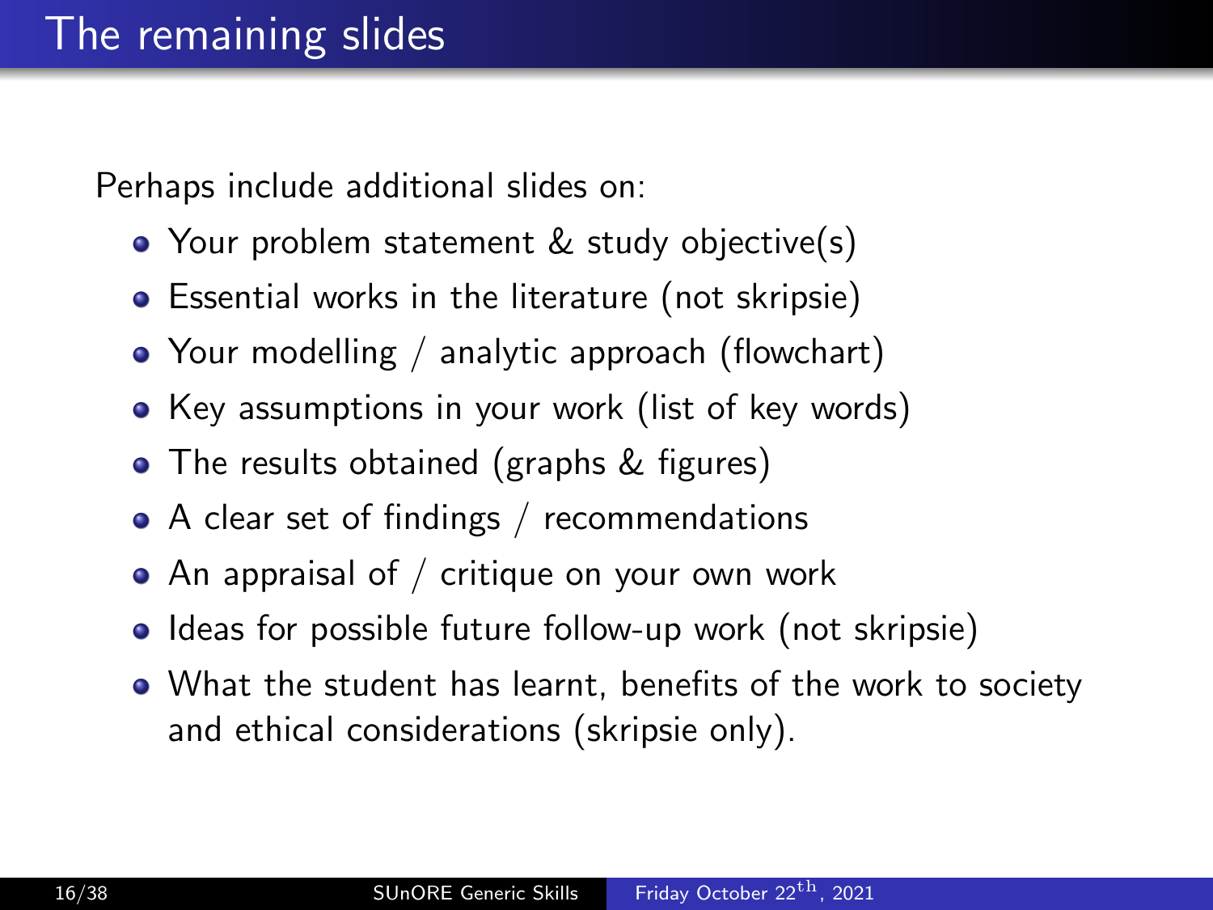# The remaining slides

Perhaps include additional slides on:

- Your problem statement & study objective(s)
- Essential works in the literature (not skripsie)
- Your modelling / analytic approach (flowchart)
- Key assumptions in your work (list of key words)
- The results obtained (graphs & figures)
- A clear set of findings / recommendations
- An appraisal of / critique on your own work
- Ideas for possible future follow-up work (not skripsie)
- What the student has learnt, benefits of the work to society and ethical considerations (skripsie only).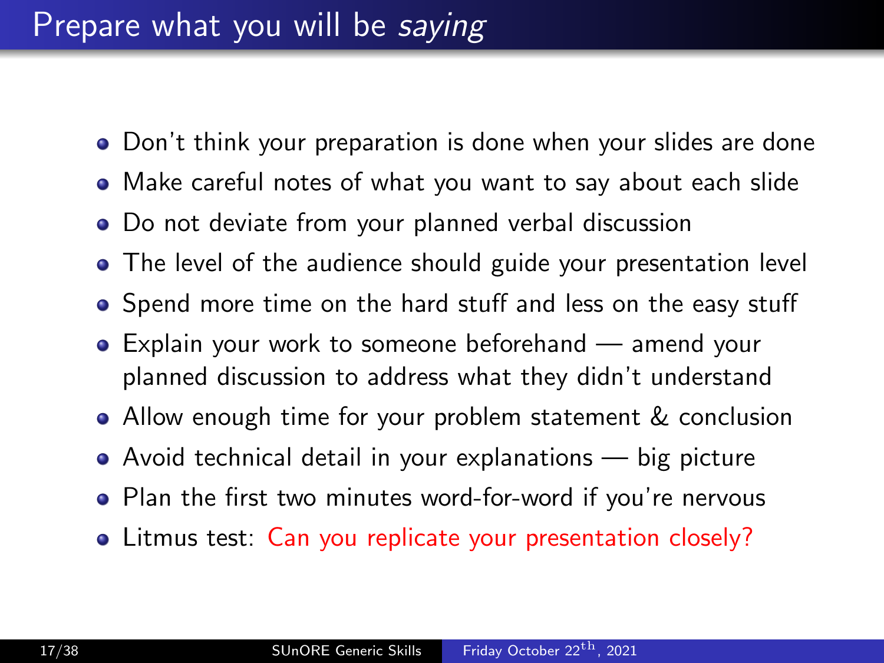# Prepare what you will be *saying*

- Don't think your preparation is done when your slides are done
- Make careful notes of what you want to say about each slide
- Do not deviate from your planned verbal discussion
- The level of the audience should guide your presentation level
- Spend more time on the hard stuff and less on the easy stuff
- Explain your work to someone beforehand — amend your planned discussion to address what they didn't understand
- Allow enough time for your problem statement & conclusion
- Avoid technical detail in your explanations — big picture
- Plan the first two minutes word-for-word if you're nervous
- Litmus test: Can you replicate your presentation closely?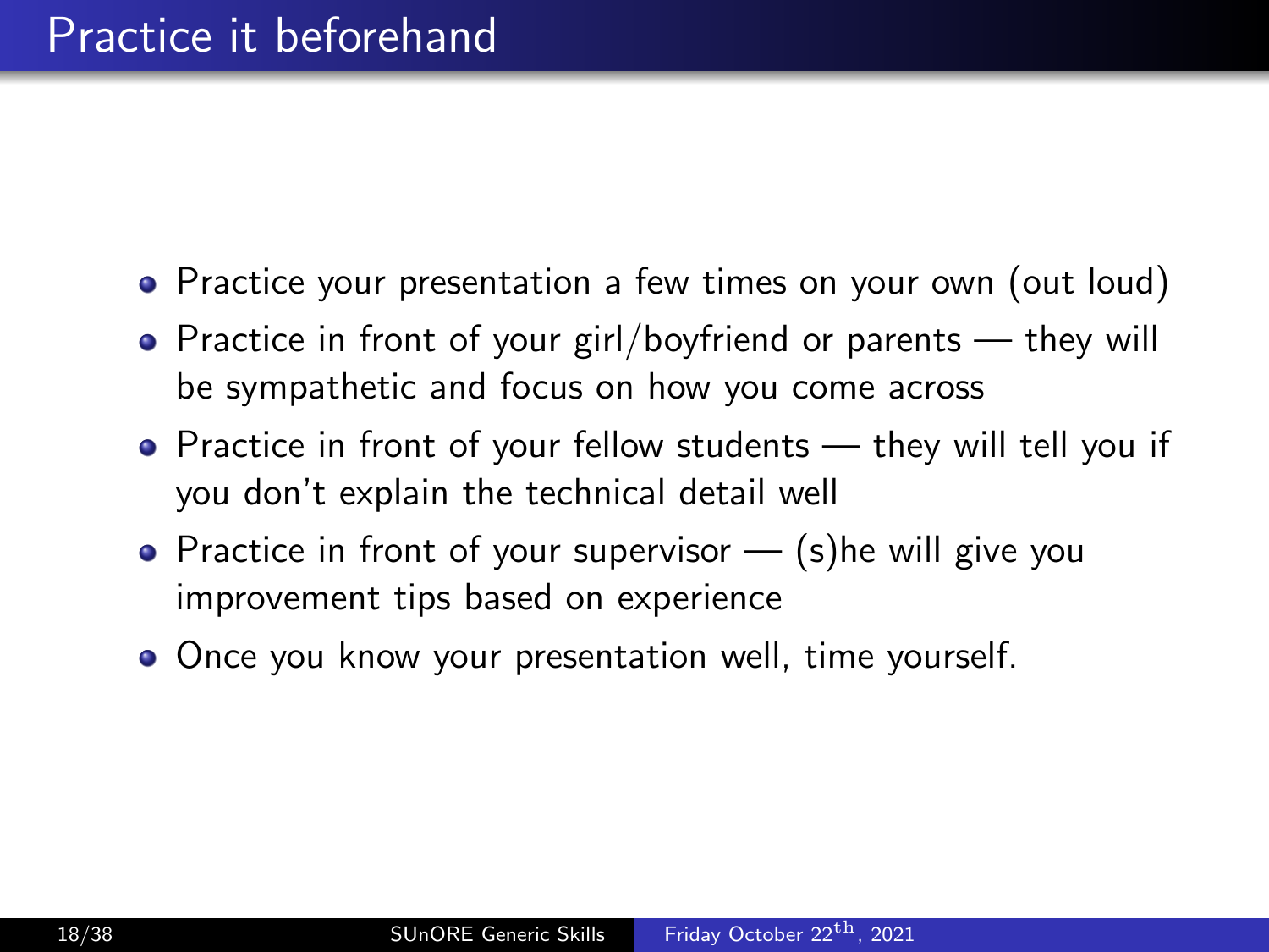# Practice it beforehand

- Practice your presentation a few times on your own (out loud)
- Practice in front of your girl/boyfriend or parents — they will be sympathetic and focus on how you come across
- Practice in front of your fellow students — they will tell you if you don't explain the technical detail well
- Practice in front of your supervisor — (s)he will give you improvement tips based on experience
- Once you know your presentation well, time yourself.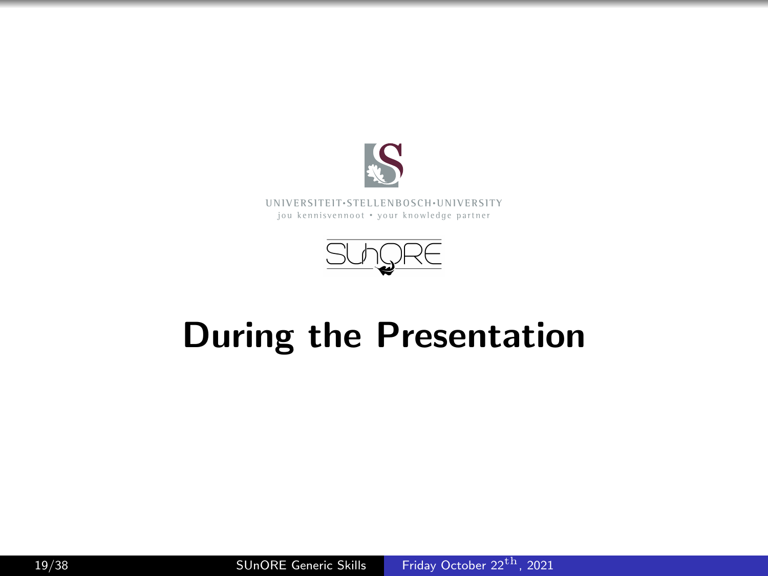UNIVERSITEIT•STELLENBOSCH•UNIVERSITY
jou kennisvennoot • your knowledge partner

SUnORE

# During the Presentation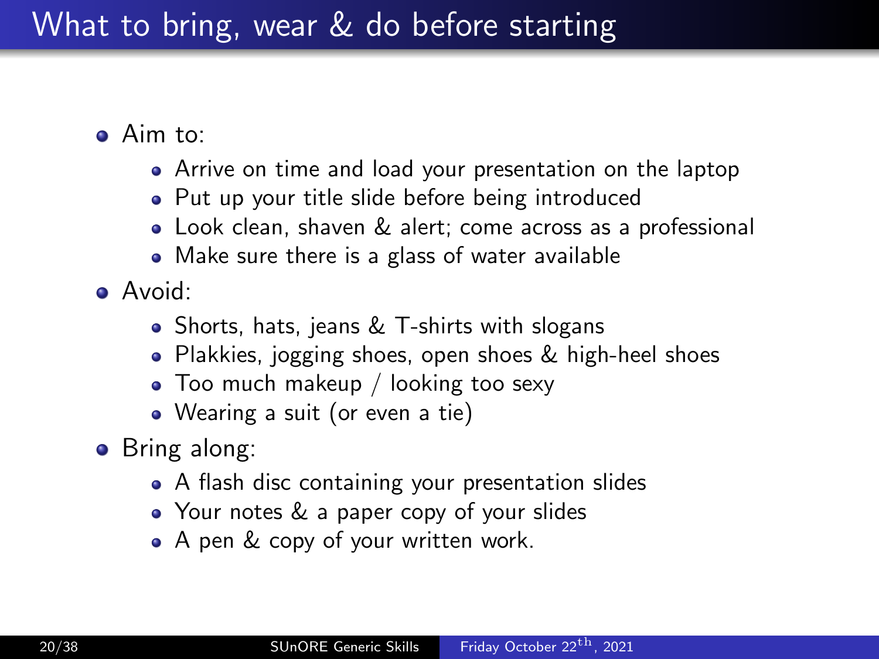# What to bring, wear & do before starting

- Aim to:
  - Arrive on time and load your presentation on the laptop
  - Put up your title slide before being introduced
  - Look clean, shaven & alert; come across as a professional
  - Make sure there is a glass of water available
- Avoid:
  - Shorts, hats, jeans & T-shirts with slogans
  - Plakkies, jogging shoes, open shoes & high-heel shoes
  - Too much makeup / looking too sexy
  - Wearing a suit (or even a tie)
- Bring along:
  - A flash disc containing your presentation slides
  - Your notes & a paper copy of your slides
  - A pen & copy of your written work.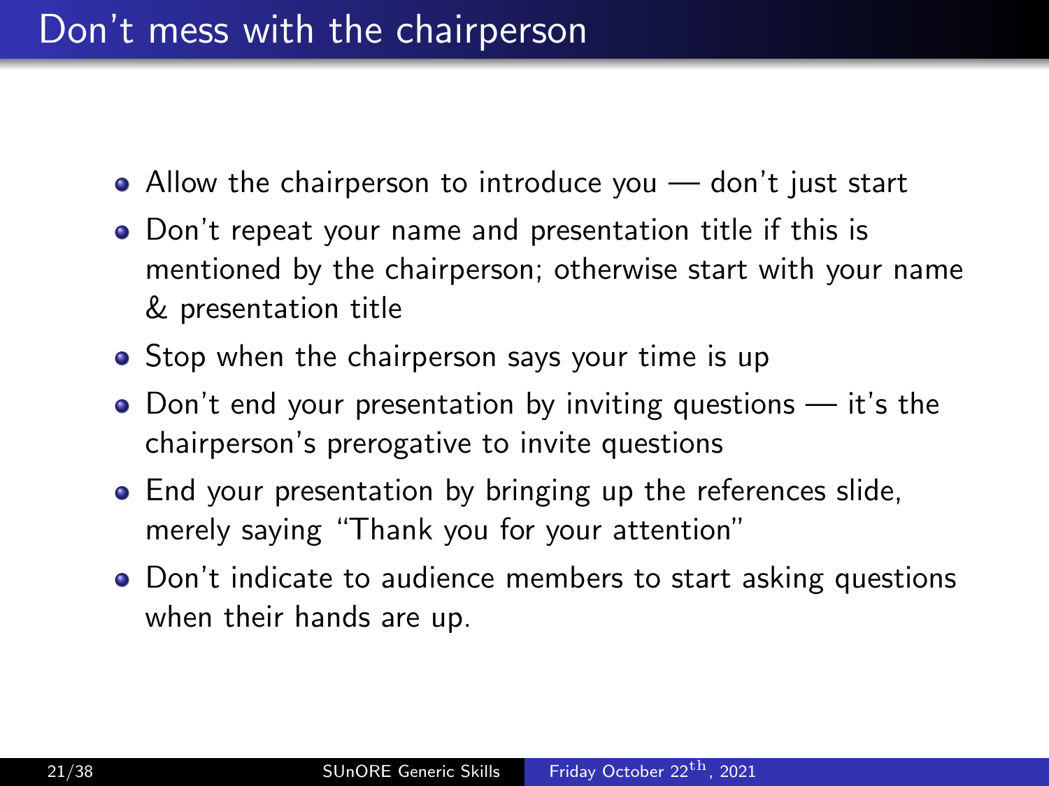# Don't mess with the chairperson

- Allow the chairperson to introduce you — don't just start
- Don't repeat your name and presentation title if this is mentioned by the chairperson; otherwise start with your name & presentation title
- Stop when the chairperson says your time is up
- Don't end your presentation by inviting questions — it's the chairperson's prerogative to invite questions
- End your presentation by bringing up the references slide, merely saying "Thank you for your attention"
- Don't indicate to audience members to start asking questions when their hands are up.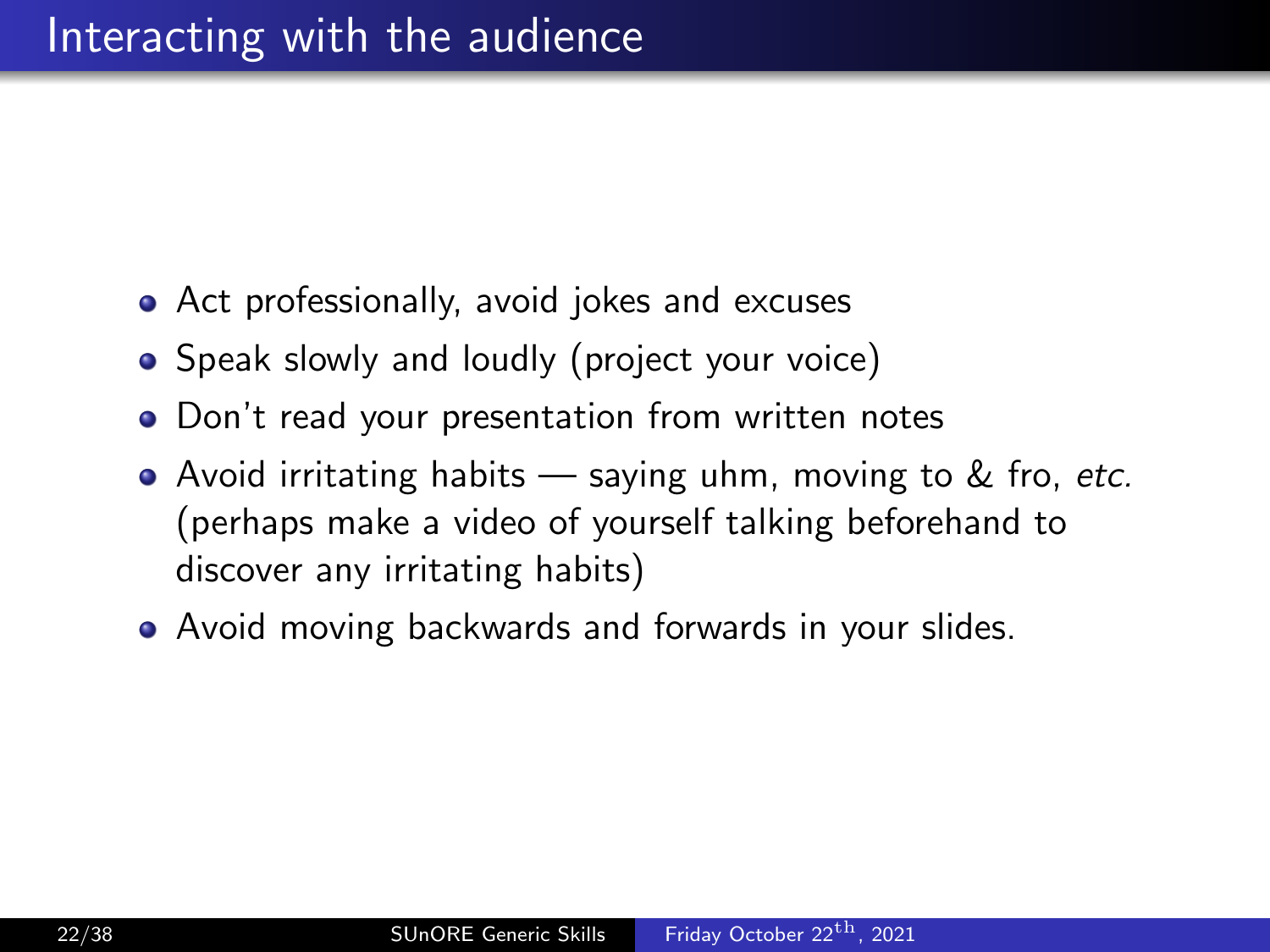# Interacting with the audience

- Act professionally, avoid jokes and excuses
- Speak slowly and loudly (project your voice)
- Don't read your presentation from written notes
- Avoid irritating habits — saying uhm, moving to & fro, *etc.* (perhaps make a video of yourself talking beforehand to discover any irritating habits)
- Avoid moving backwards and forwards in your slides.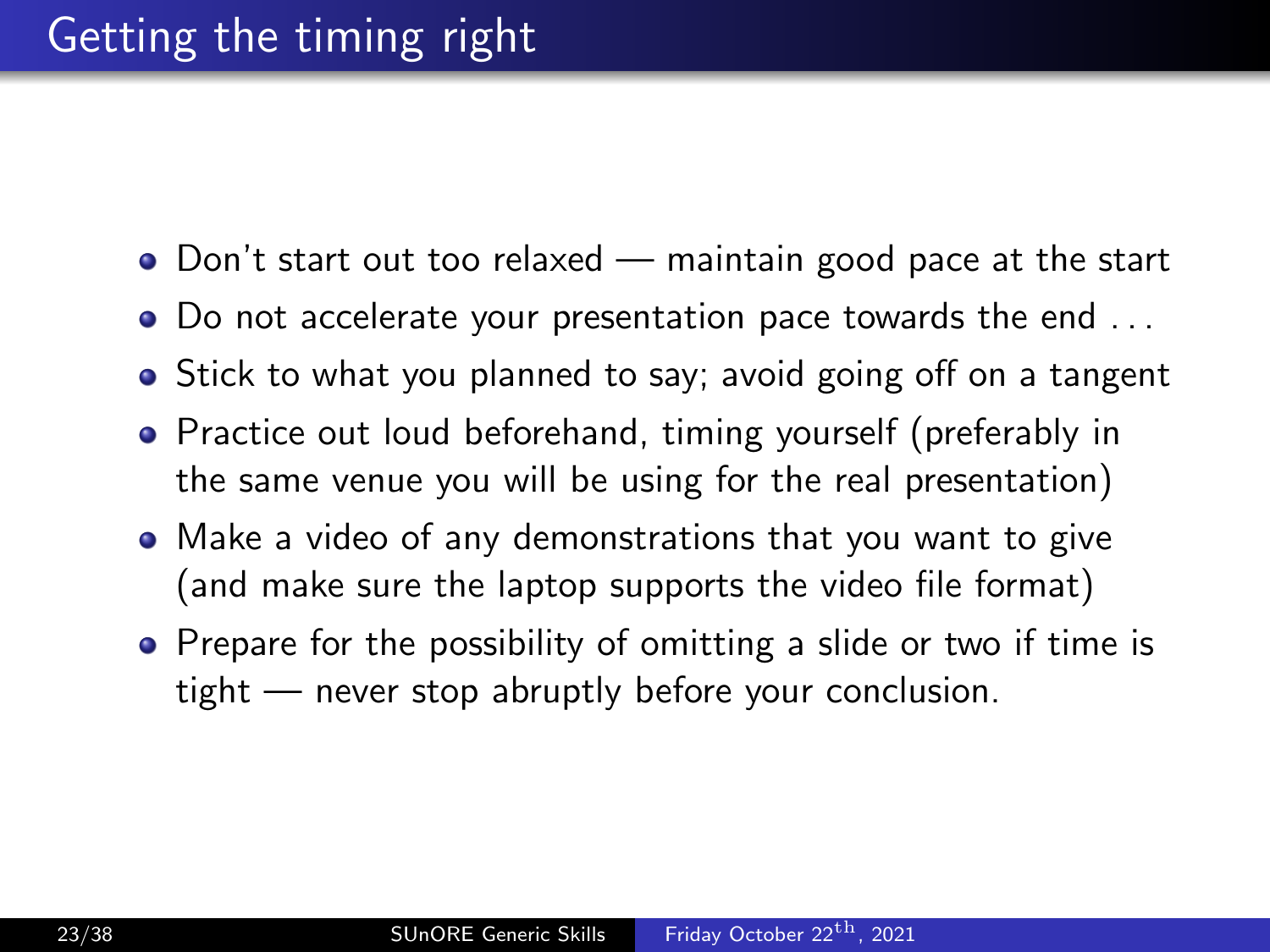# Getting the timing right

- Don't start out too relaxed — maintain good pace at the start
- Do not accelerate your presentation pace towards the end ...
- Stick to what you planned to say; avoid going off on a tangent
- Practice out loud beforehand, timing yourself (preferably in the same venue you will be using for the real presentation)
- Make a video of any demonstrations that you want to give (and make sure the laptop supports the video file format)
- Prepare for the possibility of omitting a slide or two if time is tight — never stop abruptly before your conclusion.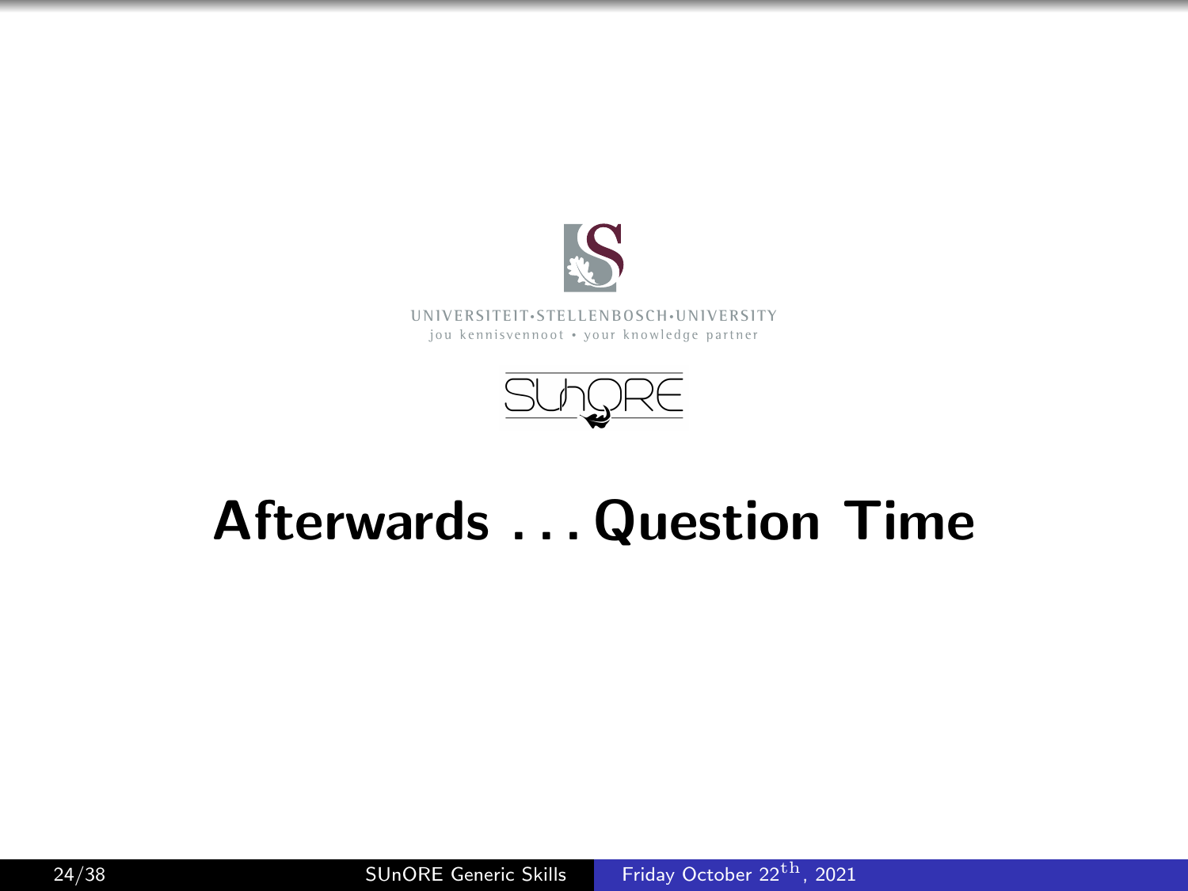UNIVERSITEIT·STELLENBOSCH·UNIVERSITY
jou kennisvennoot • your knowledge partner

SUnORE

# Afterwards . . . Question Time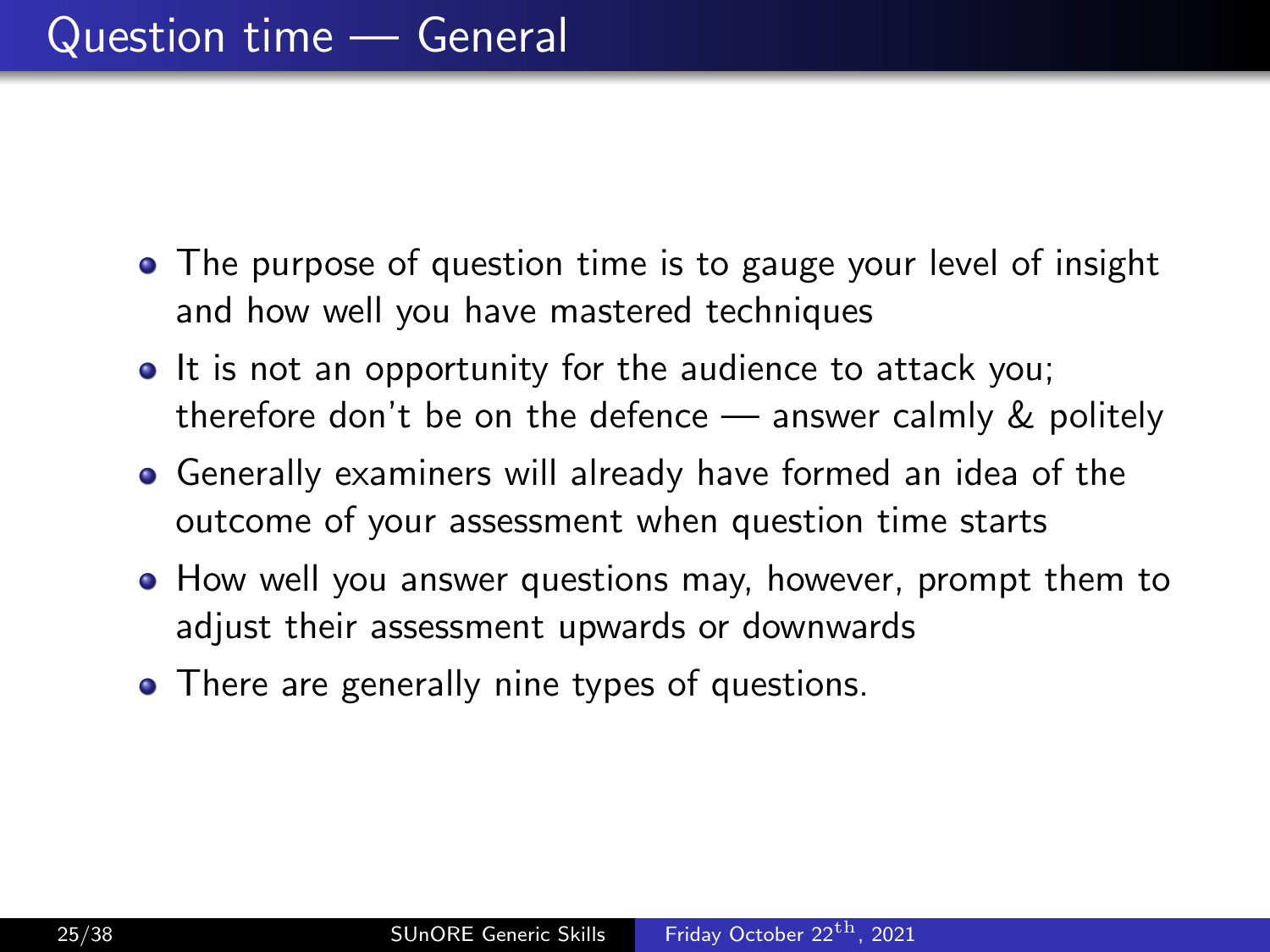# Question time — General

- The purpose of question time is to gauge your level of insight and how well you have mastered techniques
- It is not an opportunity for the audience to attack you; therefore don't be on the defence — answer calmly & politely
- Generally examiners will already have formed an idea of the outcome of your assessment when question time starts
- How well you answer questions may, however, prompt them to adjust their assessment upwards or downwards
- There are generally nine types of questions.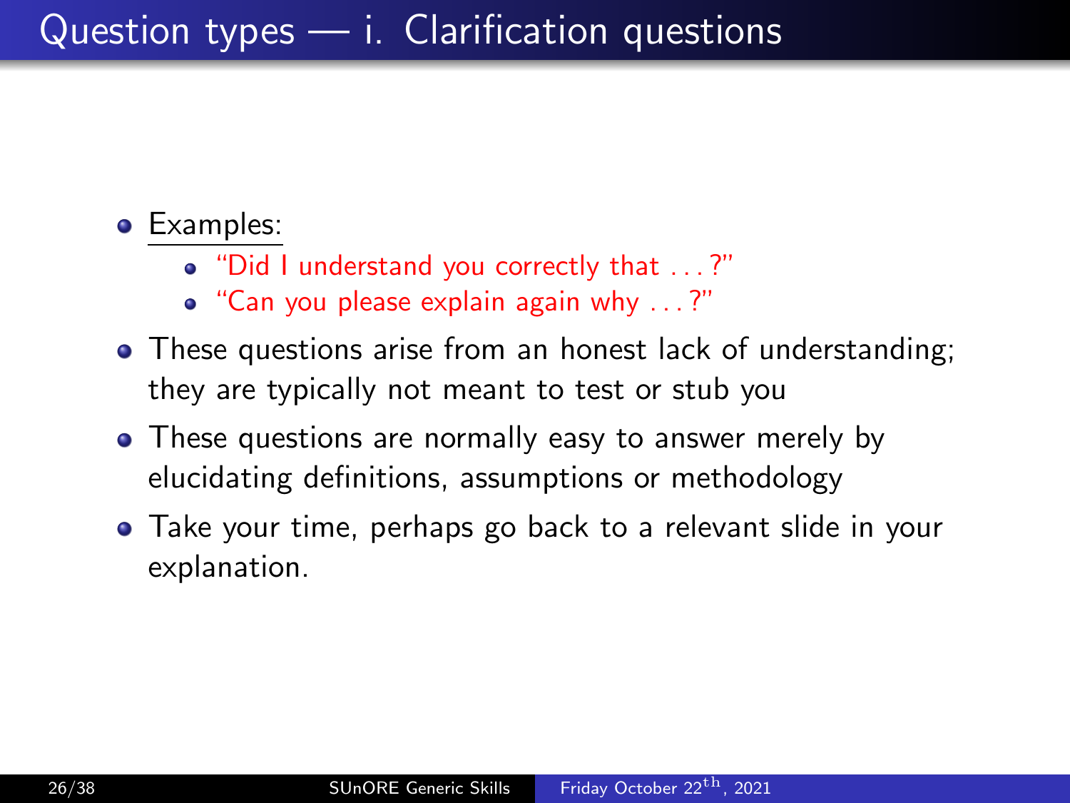# Question types — i. Clarification questions

- Examples:
  - "Did I understand you correctly that . . . ?"
  - "Can you please explain again why . . . ?"
- These questions arise from an honest lack of understanding; they are typically not meant to test or stub you
- These questions are normally easy to answer merely by elucidating definitions, assumptions or methodology
- Take your time, perhaps go back to a relevant slide in your explanation.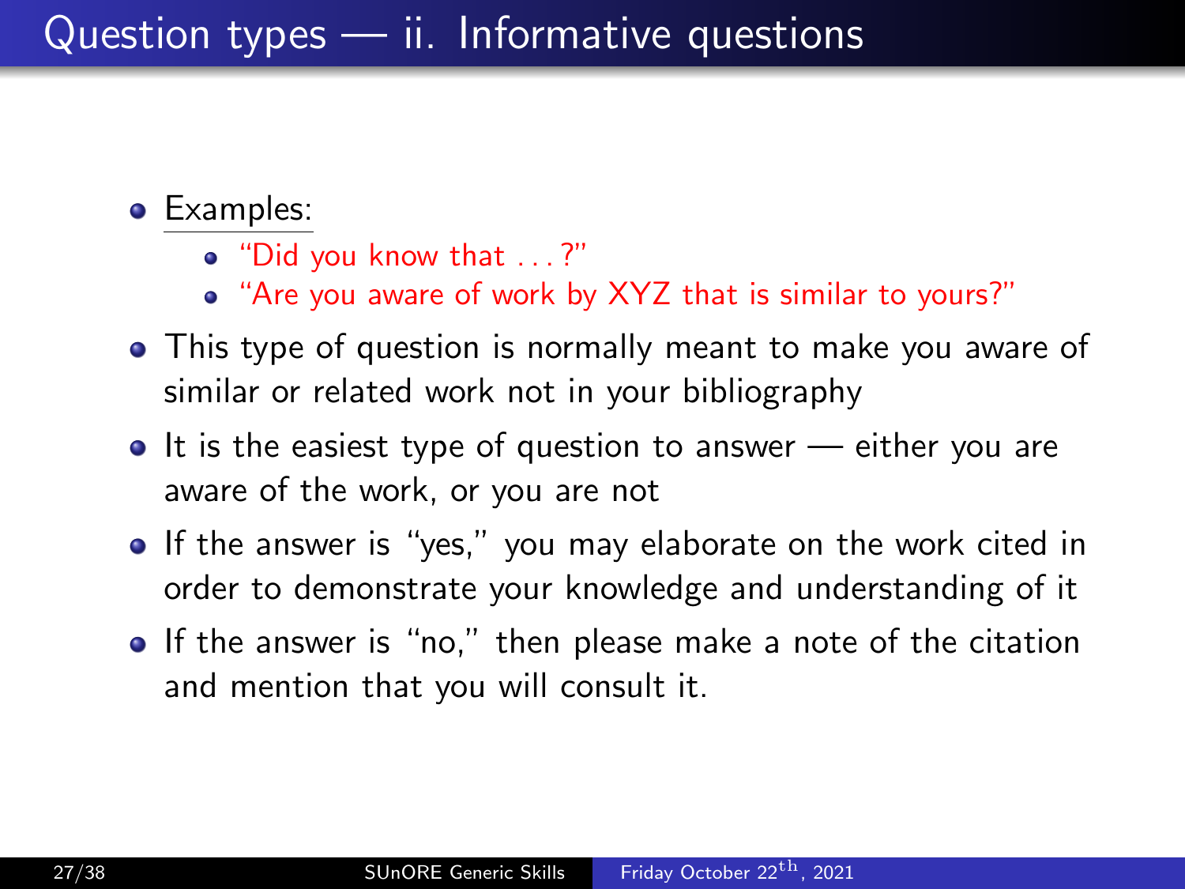# Question types — ii. Informative questions

- Examples:
  - "Did you know that . . . ?"
  - "Are you aware of work by XYZ that is similar to yours?"
- This type of question is normally meant to make you aware of similar or related work not in your bibliography
- It is the easiest type of question to answer — either you are aware of the work, or you are not
- If the answer is "yes," you may elaborate on the work cited in order to demonstrate your knowledge and understanding of it
- If the answer is "no," then please make a note of the citation and mention that you will consult it.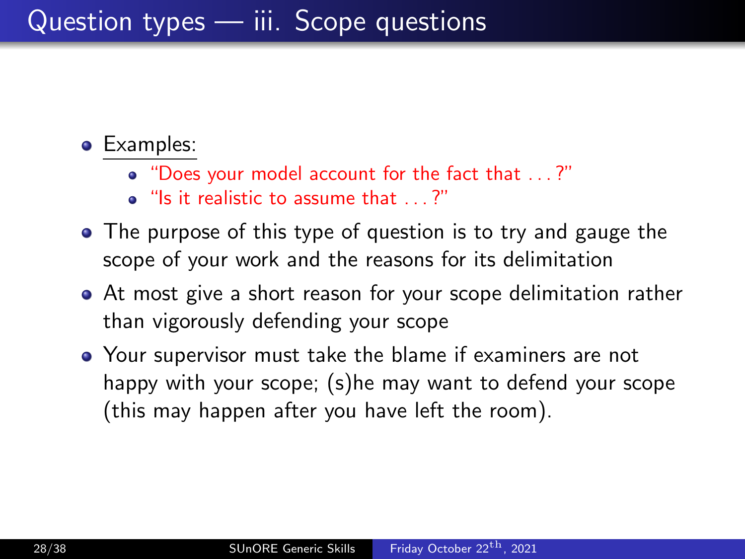# Question types — iii. Scope questions

- <u>Examples:</u>
  - "Does your model account for the fact that . . . ?"
  - "Is it realistic to assume that . . . ?"
- The purpose of this type of question is to try and gauge the scope of your work and the reasons for its delimitation
- At most give a short reason for your scope delimitation rather than vigorously defending your scope
- Your supervisor must take the blame if examiners are not happy with your scope; (s)he may want to defend your scope (this may happen after you have left the room).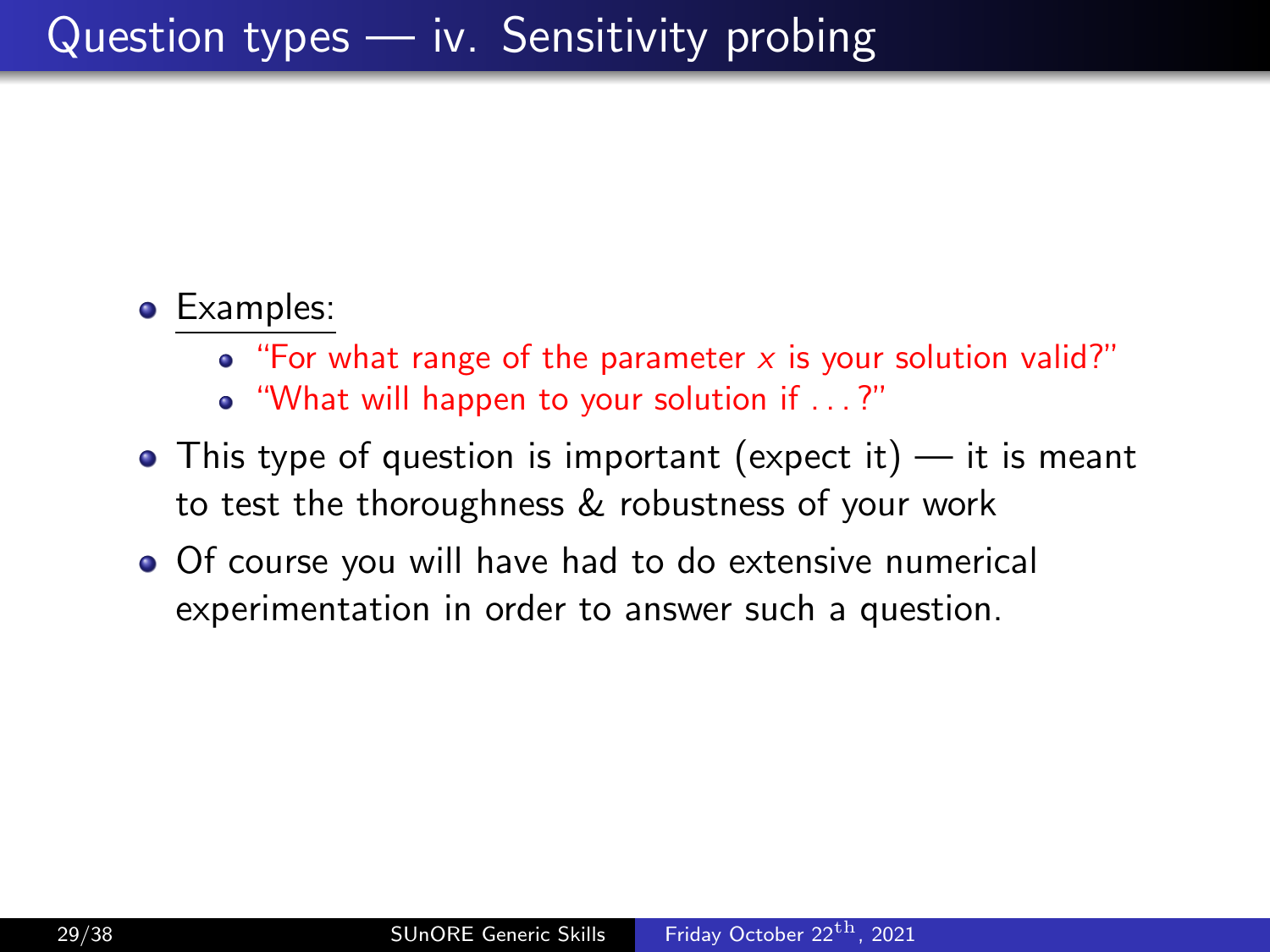# Question types — iv. Sensitivity probing

- Examples:
  - "For what range of the parameter $x$ is your solution valid?"
  - "What will happen to your solution if . . . ?"
- This type of question is important (expect it) — it is meant to test the thoroughness & robustness of your work
- Of course you will have had to do extensive numerical experimentation in order to answer such a question.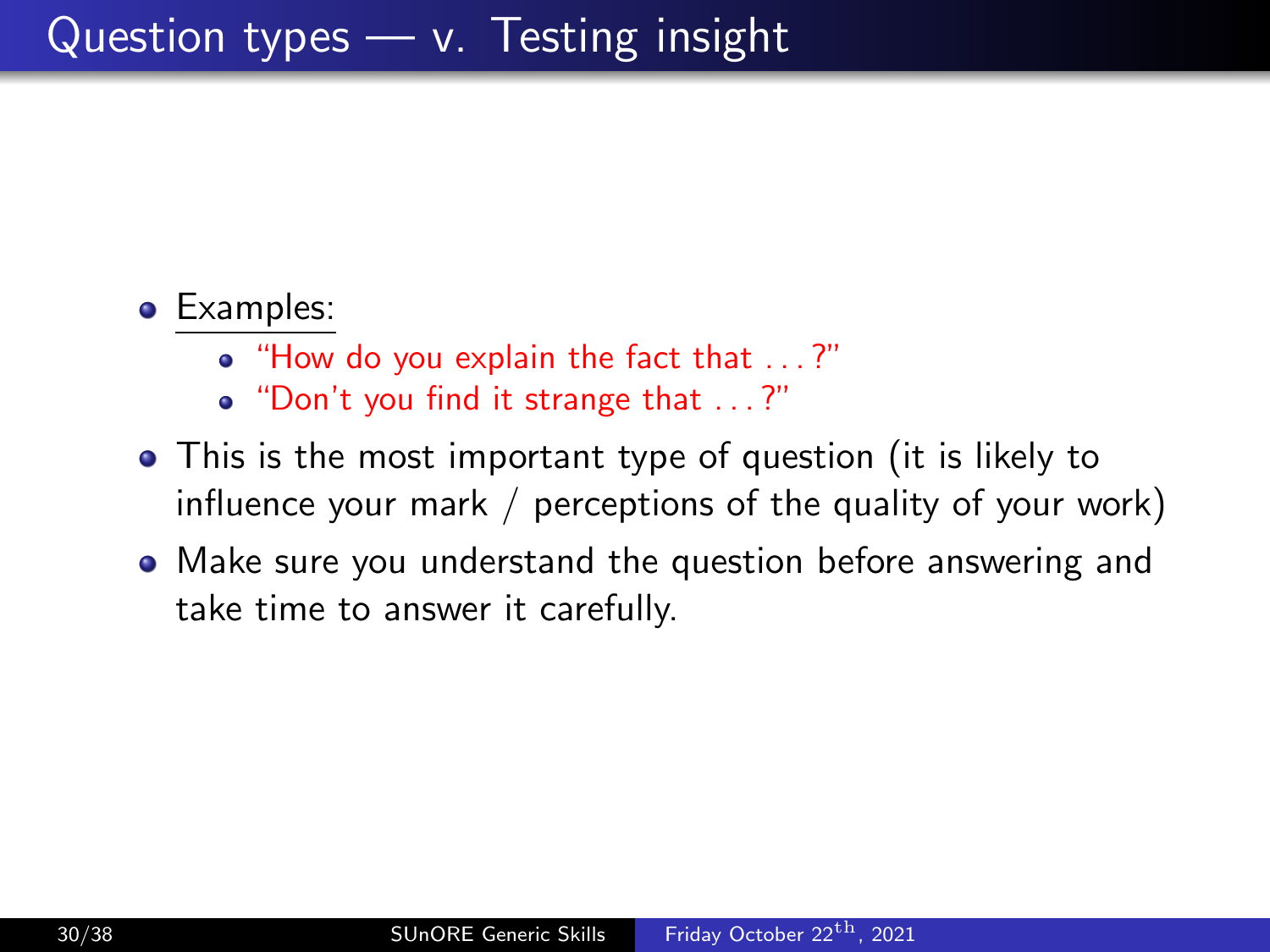# Question types — v. Testing insight

- Examples:
  - "How do you explain the fact that . . . ?"
  - "Don't you find it strange that . . . ?"
- This is the most important type of question (it is likely to influence your mark / perceptions of the quality of your work)
- Make sure you understand the question before answering and take time to answer it carefully.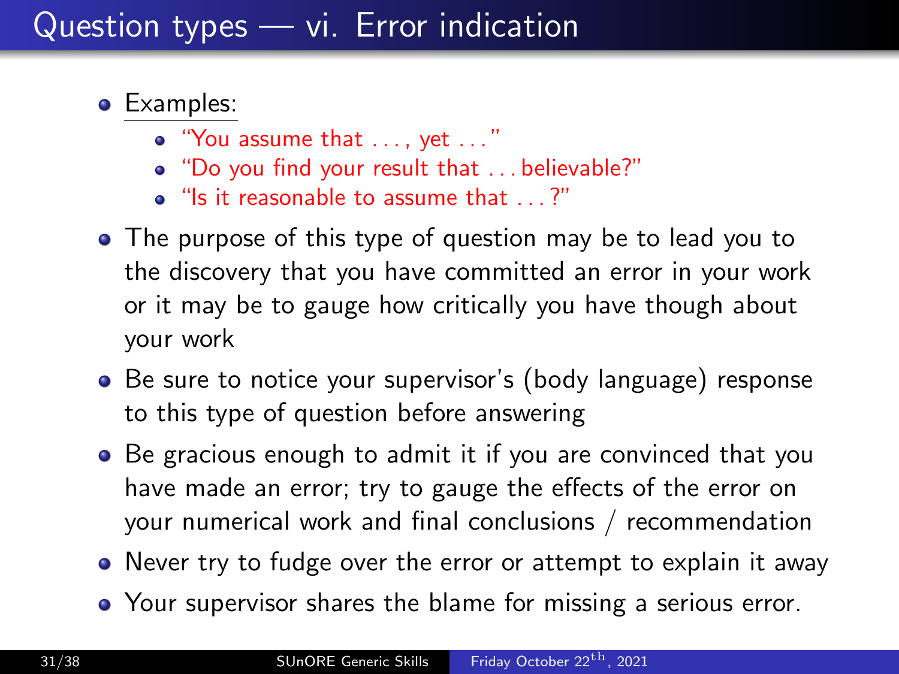# Question types — vi. Error indication

- Examples:
  - "You assume that . . . , yet . . ."
  - "Do you find your result that . . . believable?"
  - "Is it reasonable to assume that . . . ?"
- The purpose of this type of question may be to lead you to the discovery that you have committed an error in your work or it may be to gauge how critically you have though about your work
- Be sure to notice your supervisor's (body language) response to this type of question before answering
- Be gracious enough to admit it if you are convinced that you have made an error; try to gauge the effects of the error on your numerical work and final conclusions / recommendation
- Never try to fudge over the error or attempt to explain it away
- Your supervisor shares the blame for missing a serious error.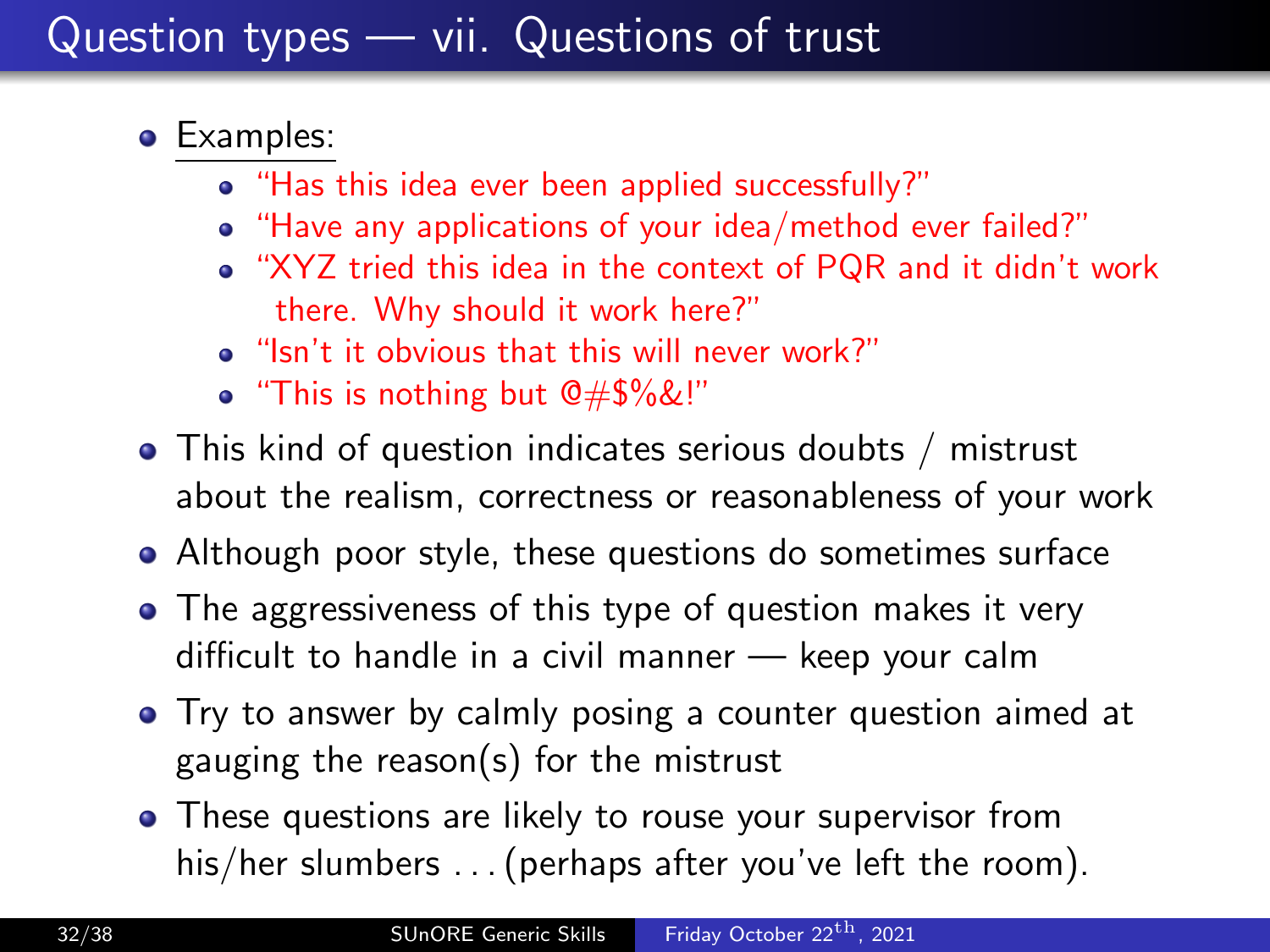# Question types — vii. Questions of trust

- Examples:
  - "Has this idea ever been applied successfully?"
  - "Have any applications of your idea/method ever failed?"
  - "XYZ tried this idea in the context of PQR and it didn't work there. Why should it work here?"
  - "Isn't it obvious that this will never work?"
  - "This is nothing but @#$%&!"
- This kind of question indicates serious doubts / mistrust about the realism, correctness or reasonableness of your work
- Although poor style, these questions do sometimes surface
- The aggressiveness of this type of question makes it very difficult to handle in a civil manner — keep your calm
- Try to answer by calmly posing a counter question aimed at gauging the reason(s) for the mistrust
- These questions are likely to rouse your supervisor from his/her slumbers . . . (perhaps after you've left the room).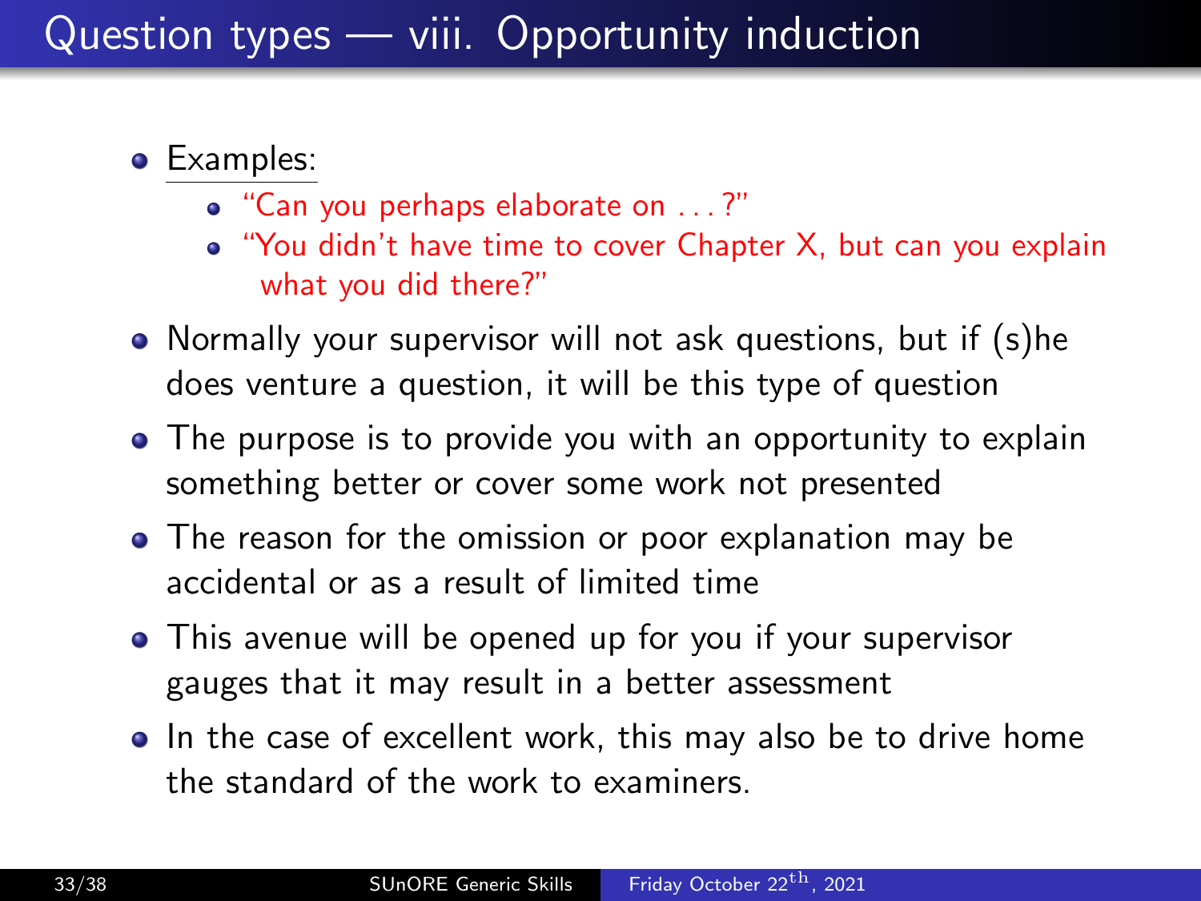# Question types — viii. Opportunity induction

- Examples:
  - "Can you perhaps elaborate on . . . ?"
  - "You didn't have time to cover Chapter X, but can you explain what you did there?"
- Normally your supervisor will not ask questions, but if (s)he does venture a question, it will be this type of question
- The purpose is to provide you with an opportunity to explain something better or cover some work not presented
- The reason for the omission or poor explanation may be accidental or as a result of limited time
- This avenue will be opened up for you if your supervisor gauges that it may result in a better assessment
- In the case of excellent work, this may also be to drive home the standard of the work to examiners.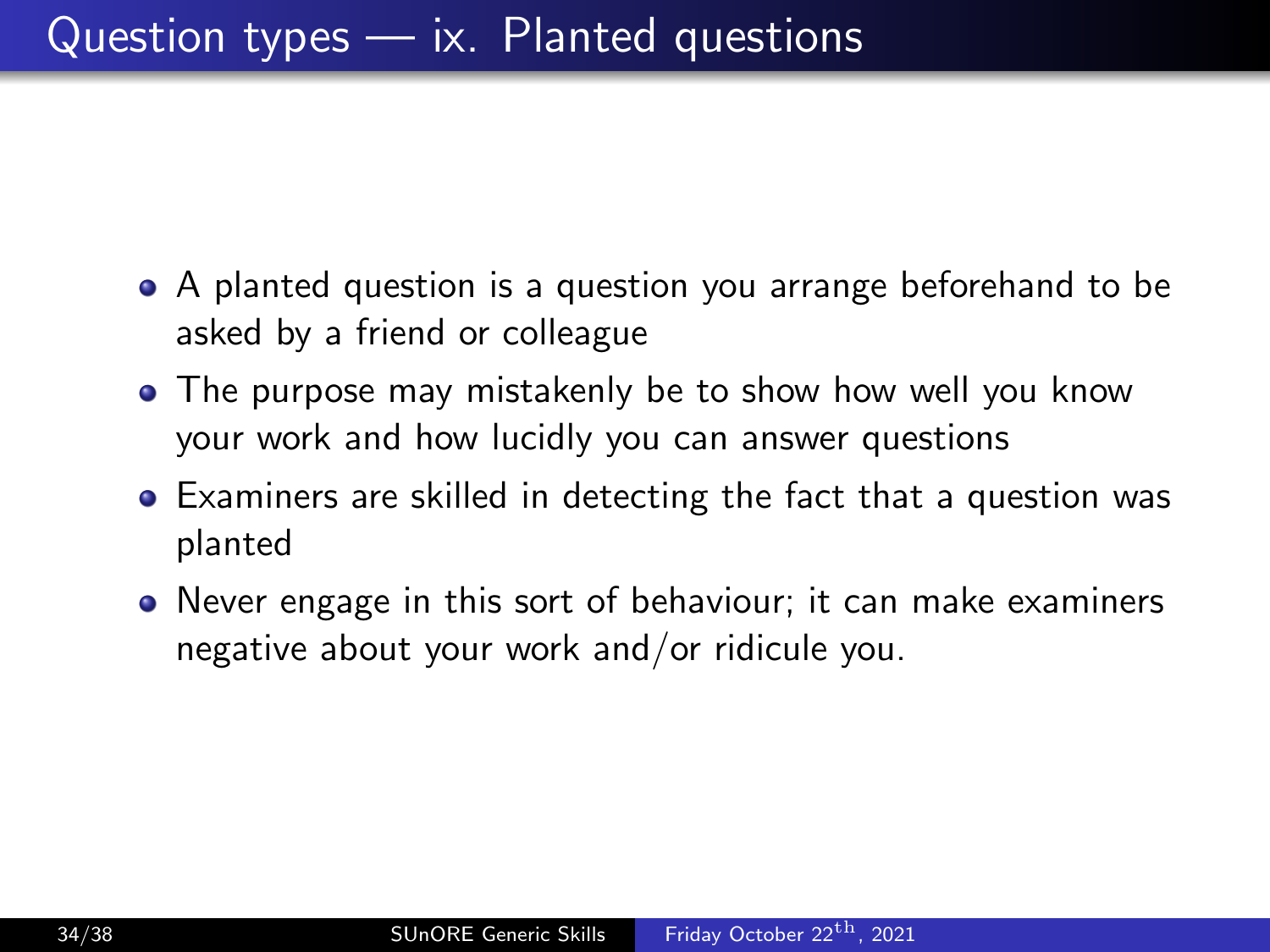# Question types — ix. Planted questions

- A planted question is a question you arrange beforehand to be asked by a friend or colleague
- The purpose may mistakenly be to show how well you know your work and how lucidly you can answer questions
- Examiners are skilled in detecting the fact that a question was planted
- Never engage in this sort of behaviour; it can make examiners negative about your work and/or ridicule you.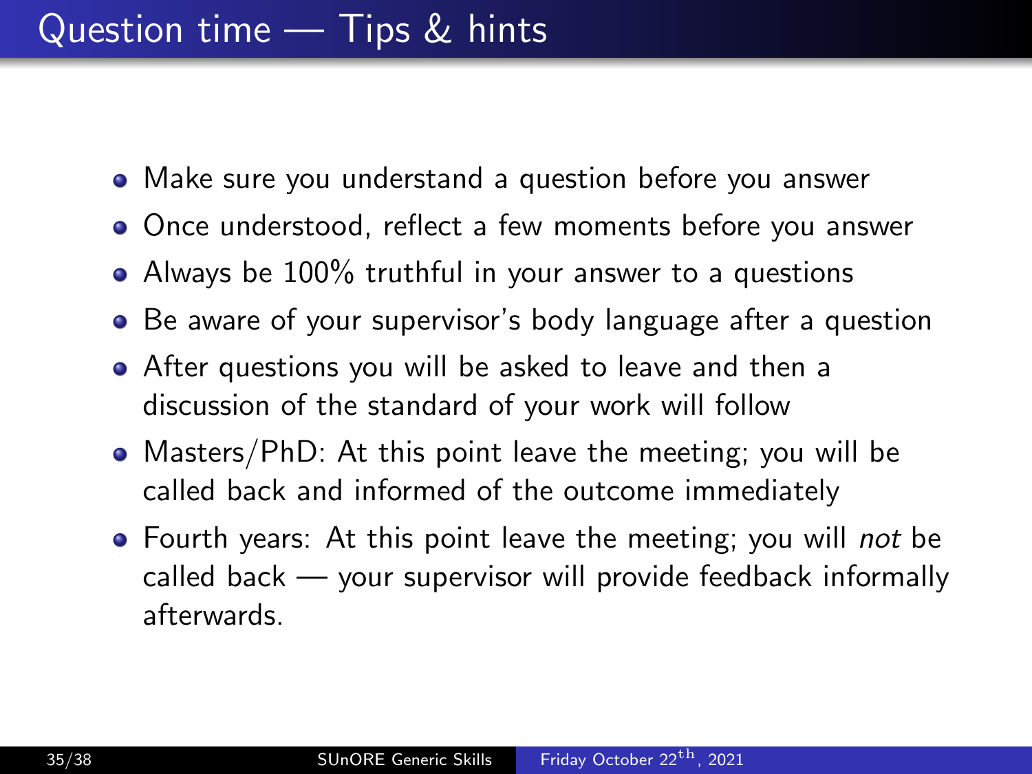# Question time — Tips & hints

- Make sure you understand a question before you answer
- Once understood, reflect a few moments before you answer
- Always be 100% truthful in your answer to a questions
- Be aware of your supervisor's body language after a question
- After questions you will be asked to leave and then a discussion of the standard of your work will follow
- Masters/PhD: At this point leave the meeting; you will be called back and informed of the outcome immediately
- Fourth years: At this point leave the meeting; you will *not* be called back — your supervisor will provide feedback informally afterwards.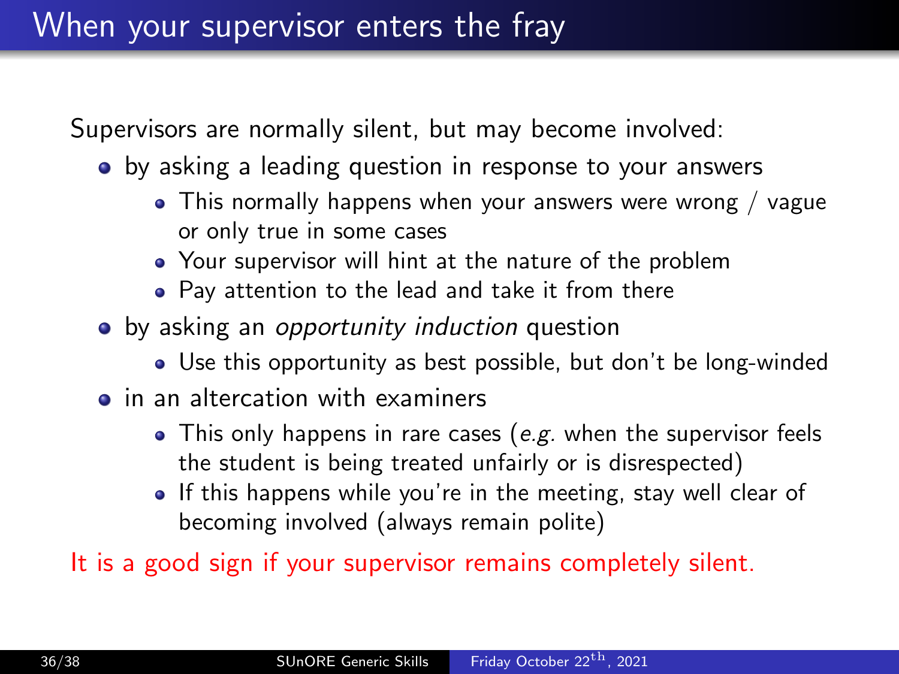# When your supervisor enters the fray

Supervisors are normally silent, but may become involved:

- by asking a leading question in response to your answers
  - This normally happens when your answers were wrong / vague or only true in some cases
  - Your supervisor will hint at the nature of the problem
  - Pay attention to the lead and take it from there
- by asking an *opportunity induction* question
  - Use this opportunity as best possible, but don't be long-winded
- in an altercation with examiners
  - This only happens in rare cases (*e.g.* when the supervisor feels the student is being treated unfairly or is disrespected)
  - If this happens while you're in the meeting, stay well clear of becoming involved (always remain polite)

It is a good sign if your supervisor remains completely silent.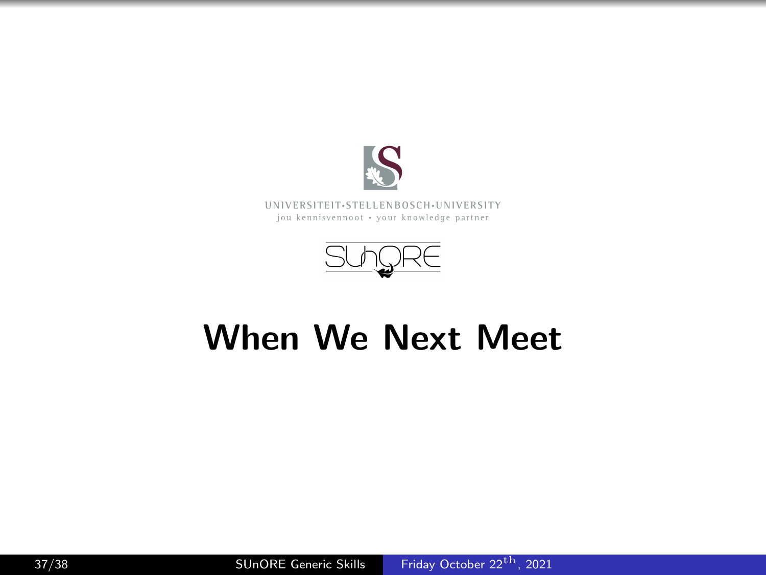UNIVERSITEIT·STELLENBOSCH·UNIVERSITY
jou kennisvennoot • your knowledge partner

SUnORE

# When We Next Meet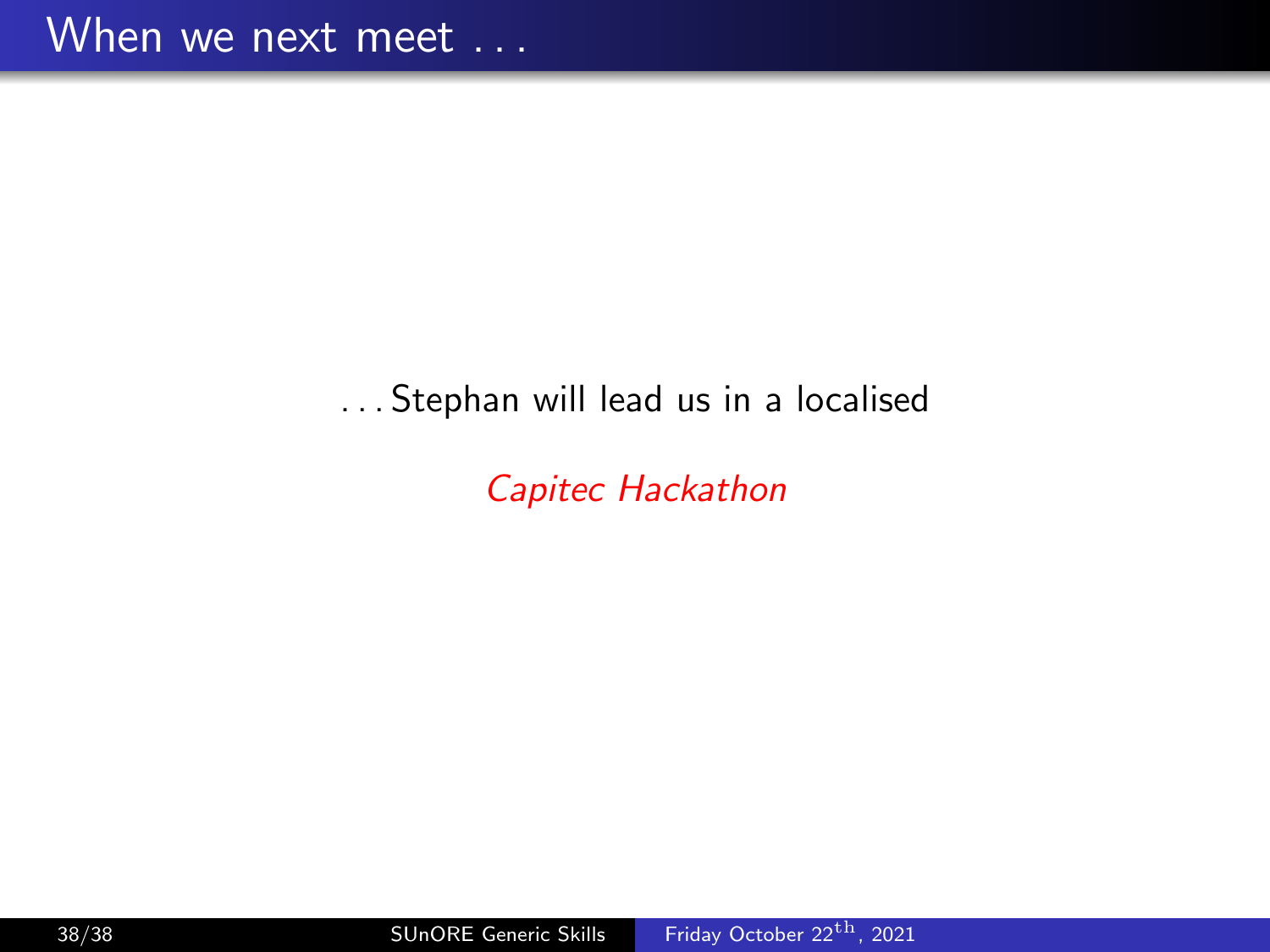## When we next meet . . .

. . . Stephan will lead us in a localised

*Capitec Hackathon*